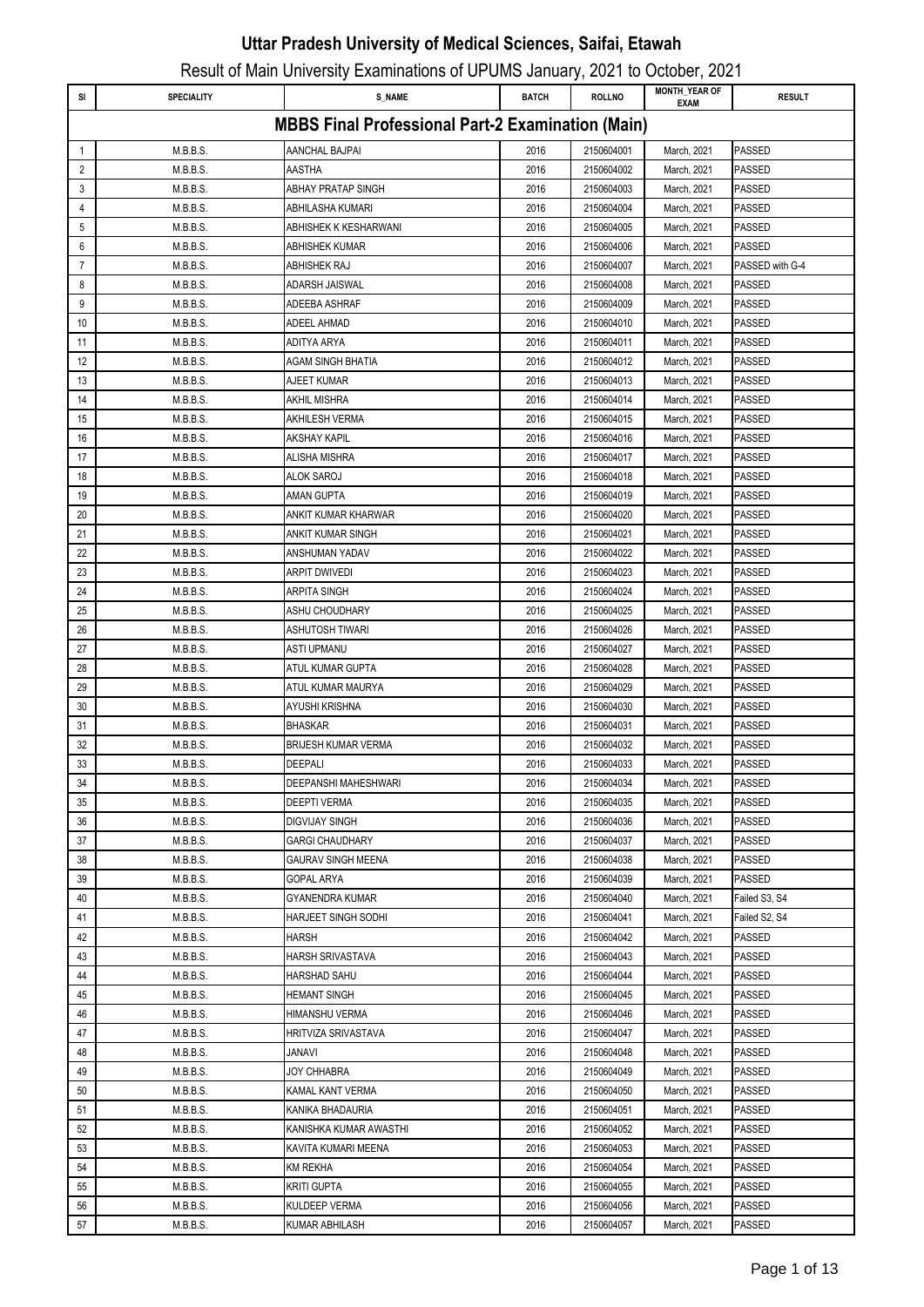# Uttar Pradesh University of Medical Sciences, Saifai, Etawah

## Result of Main University Examinations of UPUMS January, 2021 to October, 2021

| SI | SPECIALITY | S_NAME | BATCH | ROLLNO | MONTH_YEAR OF EXAM | RESULT |
|---|---|---|---|---|---|---|
| **MBBS Final Professional Part-2 Examination (Main)** | | | | | | |
| 1 | M.B.B.S. | AANCHAL BAJPAI | 2016 | 2150604001 | March, 2021 | PASSED |
| 2 | M.B.B.S. | AASTHA | 2016 | 2150604002 | March, 2021 | PASSED |
| 3 | M.B.B.S. | ABHAY PRATAP SINGH | 2016 | 2150604003 | March, 2021 | PASSED |
| 4 | M.B.B.S. | ABHILASHA KUMARI | 2016 | 2150604004 | March, 2021 | PASSED |
| 5 | M.B.B.S. | ABHISHEK K KESHARWANI | 2016 | 2150604005 | March, 2021 | PASSED |
| 6 | M.B.B.S. | ABHISHEK KUMAR | 2016 | 2150604006 | March, 2021 | PASSED |
| 7 | M.B.B.S. | ABHISHEK RAJ | 2016 | 2150604007 | March, 2021 | PASSED with G-4 |
| 8 | M.B.B.S. | ADARSH JAISWAL | 2016 | 2150604008 | March, 2021 | PASSED |
| 9 | M.B.B.S. | ADEEBA ASHRAF | 2016 | 2150604009 | March, 2021 | PASSED |
| 10 | M.B.B.S. | ADEEL AHMAD | 2016 | 2150604010 | March, 2021 | PASSED |
| 11 | M.B.B.S. | ADITYA ARYA | 2016 | 2150604011 | March, 2021 | PASSED |
| 12 | M.B.B.S. | AGAM SINGH BHATIA | 2016 | 2150604012 | March, 2021 | PASSED |
| 13 | M.B.B.S. | AJEET KUMAR | 2016 | 2150604013 | March, 2021 | PASSED |
| 14 | M.B.B.S. | AKHIL MISHRA | 2016 | 2150604014 | March, 2021 | PASSED |
| 15 | M.B.B.S. | AKHILESH VERMA | 2016 | 2150604015 | March, 2021 | PASSED |
| 16 | M.B.B.S. | AKSHAY KAPIL | 2016 | 2150604016 | March, 2021 | PASSED |
| 17 | M.B.B.S. | ALISHA MISHRA | 2016 | 2150604017 | March, 2021 | PASSED |
| 18 | M.B.B.S. | ALOK SAROJ | 2016 | 2150604018 | March, 2021 | PASSED |
| 19 | M.B.B.S. | AMAN GUPTA | 2016 | 2150604019 | March, 2021 | PASSED |
| 20 | M.B.B.S. | ANKIT KUMAR KHARWAR | 2016 | 2150604020 | March, 2021 | PASSED |
| 21 | M.B.B.S. | ANKIT KUMAR SINGH | 2016 | 2150604021 | March, 2021 | PASSED |
| 22 | M.B.B.S. | ANSHUMAN YADAV | 2016 | 2150604022 | March, 2021 | PASSED |
| 23 | M.B.B.S. | ARPIT DWIVEDI | 2016 | 2150604023 | March, 2021 | PASSED |
| 24 | M.B.B.S. | ARPITA SINGH | 2016 | 2150604024 | March, 2021 | PASSED |
| 25 | M.B.B.S. | ASHU CHOUDHARY | 2016 | 2150604025 | March, 2021 | PASSED |
| 26 | M.B.B.S. | ASHUTOSH TIWARI | 2016 | 2150604026 | March, 2021 | PASSED |
| 27 | M.B.B.S. | ASTI UPMANU | 2016 | 2150604027 | March, 2021 | PASSED |
| 28 | M.B.B.S. | ATUL KUMAR GUPTA | 2016 | 2150604028 | March, 2021 | PASSED |
| 29 | M.B.B.S. | ATUL KUMAR MAURYA | 2016 | 2150604029 | March, 2021 | PASSED |
| 30 | M.B.B.S. | AYUSHI KRISHNA | 2016 | 2150604030 | March, 2021 | PASSED |
| 31 | M.B.B.S. | BHASKAR | 2016 | 2150604031 | March, 2021 | PASSED |
| 32 | M.B.B.S. | BRIJESH KUMAR VERMA | 2016 | 2150604032 | March, 2021 | PASSED |
| 33 | M.B.B.S. | DEEPALI | 2016 | 2150604033 | March, 2021 | PASSED |
| 34 | M.B.B.S. | DEEPANSHI MAHESHWARI | 2016 | 2150604034 | March, 2021 | PASSED |
| 35 | M.B.B.S. | DEEPTI VERMA | 2016 | 2150604035 | March, 2021 | PASSED |
| 36 | M.B.B.S. | DIGVIJAY SINGH | 2016 | 2150604036 | March, 2021 | PASSED |
| 37 | M.B.B.S. | GARGI CHAUDHARY | 2016 | 2150604037 | March, 2021 | PASSED |
| 38 | M.B.B.S. | GAURAV SINGH MEENA | 2016 | 2150604038 | March, 2021 | PASSED |
| 39 | M.B.B.S. | GOPAL ARYA | 2016 | 2150604039 | March, 2021 | PASSED |
| 40 | M.B.B.S. | GYANENDRA KUMAR | 2016 | 2150604040 | March, 2021 | Failed S3, S4 |
| 41 | M.B.B.S. | HARJEET SINGH SODHI | 2016 | 2150604041 | March, 2021 | Failed S2, S4 |
| 42 | M.B.B.S. | HARSH | 2016 | 2150604042 | March, 2021 | PASSED |
| 43 | M.B.B.S. | HARSH SRIVASTAVA | 2016 | 2150604043 | March, 2021 | PASSED |
| 44 | M.B.B.S. | HARSHAD SAHU | 2016 | 2150604044 | March, 2021 | PASSED |
| 45 | M.B.B.S. | HEMANT SINGH | 2016 | 2150604045 | March, 2021 | PASSED |
| 46 | M.B.B.S. | HIMANSHU VERMA | 2016 | 2150604046 | March, 2021 | PASSED |
| 47 | M.B.B.S. | HRITVIZA SRIVASTAVA | 2016 | 2150604047 | March, 2021 | PASSED |
| 48 | M.B.B.S. | JANAVI | 2016 | 2150604048 | March, 2021 | PASSED |
| 49 | M.B.B.S. | JOY CHHABRA | 2016 | 2150604049 | March, 2021 | PASSED |
| 50 | M.B.B.S. | KAMAL KANT VERMA | 2016 | 2150604050 | March, 2021 | PASSED |
| 51 | M.B.B.S. | KANIKA BHADAURIA | 2016 | 2150604051 | March, 2021 | PASSED |
| 52 | M.B.B.S. | KANISHKA KUMAR AWASTHI | 2016 | 2150604052 | March, 2021 | PASSED |
| 53 | M.B.B.S. | KAVITA KUMARI MEENA | 2016 | 2150604053 | March, 2021 | PASSED |
| 54 | M.B.B.S. | KM REKHA | 2016 | 2150604054 | March, 2021 | PASSED |
| 55 | M.B.B.S. | KRITI GUPTA | 2016 | 2150604055 | March, 2021 | PASSED |
| 56 | M.B.B.S. | KULDEEP VERMA | 2016 | 2150604056 | March, 2021 | PASSED |
| 57 | M.B.B.S. | KUMAR ABHILASH | 2016 | 2150604057 | March, 2021 | PASSED |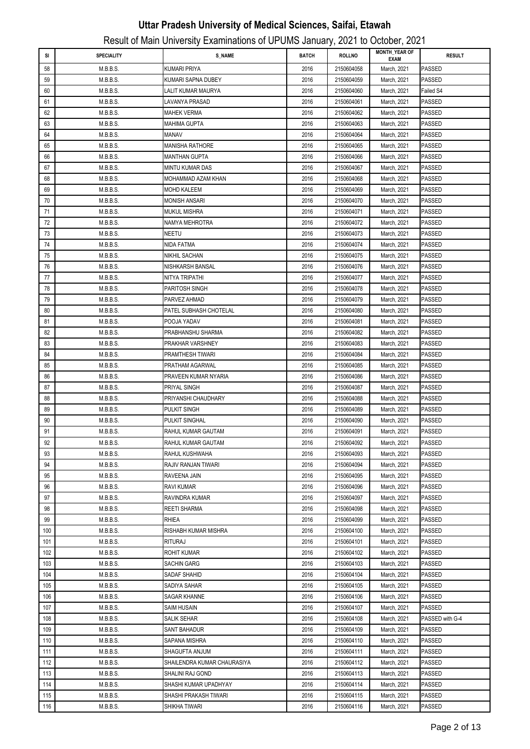# Uttar Pradesh University of Medical Sciences, Saifai, Etawah

## Result of Main University Examinations of UPUMS January, 2021 to October, 2021

| Sl | SPECIALITY | S_NAME | BATCH | ROLLNO | MONTH_YEAR OF EXAM | RESULT |
|---|---|---|---|---|---|---|
| 58 | M.B.B.S. | KUMARI PRIYA | 2016 | 2150604058 | March, 2021 | PASSED |
| 59 | M.B.B.S. | KUMARI SAPNA DUBEY | 2016 | 2150604059 | March, 2021 | PASSED |
| 60 | M.B.B.S. | LALIT KUMAR MAURYA | 2016 | 2150604060 | March, 2021 | Failed S4 |
| 61 | M.B.B.S. | LAVANYA PRASAD | 2016 | 2150604061 | March, 2021 | PASSED |
| 62 | M.B.B.S. | MAHEK VERMA | 2016 | 2150604062 | March, 2021 | PASSED |
| 63 | M.B.B.S. | MAHIMA GUPTA | 2016 | 2150604063 | March, 2021 | PASSED |
| 64 | M.B.B.S. | MANAV | 2016 | 2150604064 | March, 2021 | PASSED |
| 65 | M.B.B.S. | MANISHA RATHORE | 2016 | 2150604065 | March, 2021 | PASSED |
| 66 | M.B.B.S. | MANTHAN GUPTA | 2016 | 2150604066 | March, 2021 | PASSED |
| 67 | M.B.B.S. | MINTU KUMAR DAS | 2016 | 2150604067 | March, 2021 | PASSED |
| 68 | M.B.B.S. | MOHAMMAD AZAM KHAN | 2016 | 2150604068 | March, 2021 | PASSED |
| 69 | M.B.B.S. | MOHD KALEEM | 2016 | 2150604069 | March, 2021 | PASSED |
| 70 | M.B.B.S. | MONISH ANSARI | 2016 | 2150604070 | March, 2021 | PASSED |
| 71 | M.B.B.S. | MUKUL MISHRA | 2016 | 2150604071 | March, 2021 | PASSED |
| 72 | M.B.B.S. | NAMYA MEHROTRA | 2016 | 2150604072 | March, 2021 | PASSED |
| 73 | M.B.B.S. | NEETU | 2016 | 2150604073 | March, 2021 | PASSED |
| 74 | M.B.B.S. | NIDA FATMA | 2016 | 2150604074 | March, 2021 | PASSED |
| 75 | M.B.B.S. | NIKHIL SACHAN | 2016 | 2150604075 | March, 2021 | PASSED |
| 76 | M.B.B.S. | NISHKARSH BANSAL | 2016 | 2150604076 | March, 2021 | PASSED |
| 77 | M.B.B.S. | NITYA TRIPATHI | 2016 | 2150604077 | March, 2021 | PASSED |
| 78 | M.B.B.S. | PARITOSH SINGH | 2016 | 2150604078 | March, 2021 | PASSED |
| 79 | M.B.B.S. | PARVEZ AHMAD | 2016 | 2150604079 | March, 2021 | PASSED |
| 80 | M.B.B.S. | PATEL SUBHASH CHOTELAL | 2016 | 2150604080 | March, 2021 | PASSED |
| 81 | M.B.B.S. | POOJA YADAV | 2016 | 2150604081 | March, 2021 | PASSED |
| 82 | M.B.B.S. | PRABHANSHU SHARMA | 2016 | 2150604082 | March, 2021 | PASSED |
| 83 | M.B.B.S. | PRAKHAR VARSHNEY | 2016 | 2150604083 | March, 2021 | PASSED |
| 84 | M.B.B.S. | PRAMTHESH TIWARI | 2016 | 2150604084 | March, 2021 | PASSED |
| 85 | M.B.B.S. | PRATHAM AGARWAL | 2016 | 2150604085 | March, 2021 | PASSED |
| 86 | M.B.B.S. | PRAVEEN KUMAR NYARIA | 2016 | 2150604086 | March, 2021 | PASSED |
| 87 | M.B.B.S. | PRIYAL SINGH | 2016 | 2150604087 | March, 2021 | PASSED |
| 88 | M.B.B.S. | PRIYANSHI CHAUDHARY | 2016 | 2150604088 | March, 2021 | PASSED |
| 89 | M.B.B.S. | PULKIT SINGH | 2016 | 2150604089 | March, 2021 | PASSED |
| 90 | M.B.B.S. | PULKIT SINGHAL | 2016 | 2150604090 | March, 2021 | PASSED |
| 91 | M.B.B.S. | RAHUL KUMAR GAUTAM | 2016 | 2150604091 | March, 2021 | PASSED |
| 92 | M.B.B.S. | RAHUL KUMAR GAUTAM | 2016 | 2150604092 | March, 2021 | PASSED |
| 93 | M.B.B.S. | RAHUL KUSHWAHA | 2016 | 2150604093 | March, 2021 | PASSED |
| 94 | M.B.B.S. | RAJIV RANJAN TIWARI | 2016 | 2150604094 | March, 2021 | PASSED |
| 95 | M.B.B.S. | RAVEENA JAIN | 2016 | 2150604095 | March, 2021 | PASSED |
| 96 | M.B.B.S. | RAVI KUMAR | 2016 | 2150604096 | March, 2021 | PASSED |
| 97 | M.B.B.S. | RAVINDRA KUMAR | 2016 | 2150604097 | March, 2021 | PASSED |
| 98 | M.B.B.S. | REETI SHARMA | 2016 | 2150604098 | March, 2021 | PASSED |
| 99 | M.B.B.S. | RHIEA | 2016 | 2150604099 | March, 2021 | PASSED |
| 100 | M.B.B.S. | RISHABH KUMAR MISHRA | 2016 | 2150604100 | March, 2021 | PASSED |
| 101 | M.B.B.S. | RITURAJ | 2016 | 2150604101 | March, 2021 | PASSED |
| 102 | M.B.B.S. | ROHIT KUMAR | 2016 | 2150604102 | March, 2021 | PASSED |
| 103 | M.B.B.S. | SACHIN GARG | 2016 | 2150604103 | March, 2021 | PASSED |
| 104 | M.B.B.S. | SADAF SHAHID | 2016 | 2150604104 | March, 2021 | PASSED |
| 105 | M.B.B.S. | SADIYA SAHAR | 2016 | 2150604105 | March, 2021 | PASSED |
| 106 | M.B.B.S. | SAGAR KHANNE | 2016 | 2150604106 | March, 2021 | PASSED |
| 107 | M.B.B.S. | SAIM HUSAIN | 2016 | 2150604107 | March, 2021 | PASSED |
| 108 | M.B.B.S. | SALIK SEHAR | 2016 | 2150604108 | March, 2021 | PASSED with G-4 |
| 109 | M.B.B.S. | SANT BAHADUR | 2016 | 2150604109 | March, 2021 | PASSED |
| 110 | M.B.B.S. | SAPANA MISHRA | 2016 | 2150604110 | March, 2021 | PASSED |
| 111 | M.B.B.S. | SHAGUFTA ANJUM | 2016 | 2150604111 | March, 2021 | PASSED |
| 112 | M.B.B.S. | SHAILENDRA KUMAR CHAURASIYA | 2016 | 2150604112 | March, 2021 | PASSED |
| 113 | M.B.B.S. | SHALINI RAJ GOND | 2016 | 2150604113 | March, 2021 | PASSED |
| 114 | M.B.B.S. | SHASHI KUMAR UPADHYAY | 2016 | 2150604114 | March, 2021 | PASSED |
| 115 | M.B.B.S. | SHASHI PRAKASH TIWARI | 2016 | 2150604115 | March, 2021 | PASSED |
| 116 | M.B.B.S. | SHIKHA TIWARI | 2016 | 2150604116 | March, 2021 | PASSED |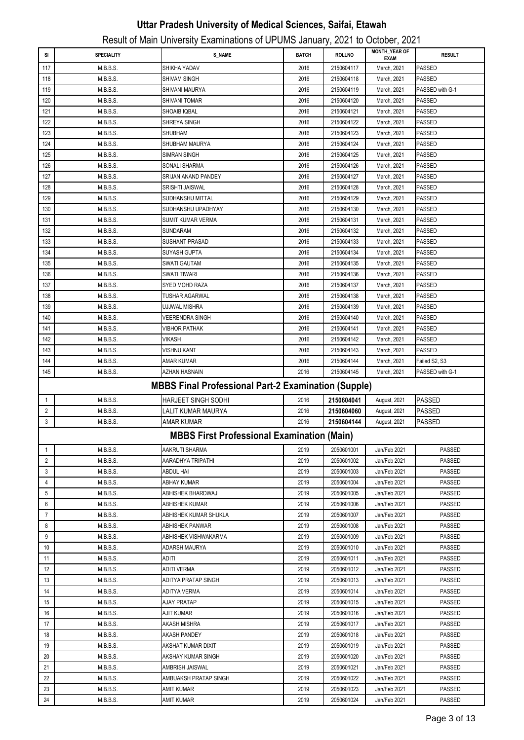# Uttar Pradesh University of Medical Sciences, Saifai, Etawah

## Result of Main University Examinations of UPUMS January, 2021 to October, 2021

| SI | SPECIALITY | S_NAME | BATCH | ROLLNO | MONTH_YEAR OF EXAM | RESULT |
|---|---|---|---|---|---|---|
| 117 | M.B.B.S. | SHIKHA YADAV | 2016 | 2150604117 | March, 2021 | PASSED |
| 118 | M.B.B.S. | SHIVAM SINGH | 2016 | 2150604118 | March, 2021 | PASSED |
| 119 | M.B.B.S. | SHIVANI MAURYA | 2016 | 2150604119 | March, 2021 | PASSED with G-1 |
| 120 | M.B.B.S. | SHIVANI TOMAR | 2016 | 2150604120 | March, 2021 | PASSED |
| 121 | M.B.B.S. | SHOAIB IQBAL | 2016 | 2150604121 | March, 2021 | PASSED |
| 122 | M.B.B.S. | SHREYA SINGH | 2016 | 2150604122 | March, 2021 | PASSED |
| 123 | M.B.B.S. | SHUBHAM | 2016 | 2150604123 | March, 2021 | PASSED |
| 124 | M.B.B.S. | SHUBHAM MAURYA | 2016 | 2150604124 | March, 2021 | PASSED |
| 125 | M.B.B.S. | SIMRAN SINGH | 2016 | 2150604125 | March, 2021 | PASSED |
| 126 | M.B.B.S. | SONALI SHARMA | 2016 | 2150604126 | March, 2021 | PASSED |
| 127 | M.B.B.S. | SRIJAN ANAND PANDEY | 2016 | 2150604127 | March, 2021 | PASSED |
| 128 | M.B.B.S. | SRISHTI JAISWAL | 2016 | 2150604128 | March, 2021 | PASSED |
| 129 | M.B.B.S. | SUDHANSHU MITTAL | 2016 | 2150604129 | March, 2021 | PASSED |
| 130 | M.B.B.S. | SUDHANSHU UPADHYAY | 2016 | 2150604130 | March, 2021 | PASSED |
| 131 | M.B.B.S. | SUMIT KUMAR VERMA | 2016 | 2150604131 | March, 2021 | PASSED |
| 132 | M.B.B.S. | SUNDARAM | 2016 | 2150604132 | March, 2021 | PASSED |
| 133 | M.B.B.S. | SUSHANT PRASAD | 2016 | 2150604133 | March, 2021 | PASSED |
| 134 | M.B.B.S. | SUYASH GUPTA | 2016 | 2150604134 | March, 2021 | PASSED |
| 135 | M.B.B.S. | SWATI GAUTAM | 2016 | 2150604135 | March, 2021 | PASSED |
| 136 | M.B.B.S. | SWATI TIWARI | 2016 | 2150604136 | March, 2021 | PASSED |
| 137 | M.B.B.S. | SYED MOHD RAZA | 2016 | 2150604137 | March, 2021 | PASSED |
| 138 | M.B.B.S. | TUSHAR AGARWAL | 2016 | 2150604138 | March, 2021 | PASSED |
| 139 | M.B.B.S. | UJJWAL MISHRA | 2016 | 2150604139 | March, 2021 | PASSED |
| 140 | M.B.B.S. | VEERENDRA SINGH | 2016 | 2150604140 | March, 2021 | PASSED |
| 141 | M.B.B.S. | VIBHOR PATHAK | 2016 | 2150604141 | March, 2021 | PASSED |
| 142 | M.B.B.S. | VIKASH | 2016 | 2150604142 | March, 2021 | PASSED |
| 143 | M.B.B.S. | VISHNU KANT | 2016 | 2150604143 | March, 2021 | PASSED |
| 144 | M.B.B.S. | AMAR KUMAR | 2016 | 2150604144 | March, 2021 | Failed S2, S3 |
| 145 | M.B.B.S. | AZHAN HASNAIN | 2016 | 2150604145 | March, 2021 | PASSED with G-1 |
| | | **MBBS Final Professional Part-2 Examination (Supple)** | | | | |
| 1 | M.B.B.S. | HARJEET SINGH SODHI | 2016 | **2150604041** | August, 2021 | PASSED |
| 2 | M.B.B.S. | LALIT KUMAR MAURYA | 2016 | **2150604060** | August, 2021 | PASSED |
| 3 | M.B.B.S. | AMAR KUMAR | 2016 | **2150604144** | August, 2021 | PASSED |
| | | **MBBS First Professional Examination (Main)** | | | | |
| 1 | M.B.B.S. | AAKRUTI SHARMA | 2019 | 2050601001 | Jan/Feb 2021 | PASSED |
| 2 | M.B.B.S. | AARADHYA TRIPATHI | 2019 | 2050601002 | Jan/Feb 2021 | PASSED |
| 3 | M.B.B.S. | ABDUL HAI | 2019 | 2050601003 | Jan/Feb 2021 | PASSED |
| 4 | M.B.B.S. | ABHAY KUMAR | 2019 | 2050601004 | Jan/Feb 2021 | PASSED |
| 5 | M.B.B.S. | ABHISHEK BHARDWAJ | 2019 | 2050601005 | Jan/Feb 2021 | PASSED |
| 6 | M.B.B.S. | ABHISHEK KUMAR | 2019 | 2050601006 | Jan/Feb 2021 | PASSED |
| 7 | M.B.B.S. | ABHISHEK KUMAR SHUKLA | 2019 | 2050601007 | Jan/Feb 2021 | PASSED |
| 8 | M.B.B.S. | ABHISHEK PANWAR | 2019 | 2050601008 | Jan/Feb 2021 | PASSED |
| 9 | M.B.B.S. | ABHISHEK VISHWAKARMA | 2019 | 2050601009 | Jan/Feb 2021 | PASSED |
| 10 | M.B.B.S. | ADARSH MAURYA | 2019 | 2050601010 | Jan/Feb 2021 | PASSED |
| 11 | M.B.B.S. | ADITI | 2019 | 2050601011 | Jan/Feb 2021 | PASSED |
| 12 | M.B.B.S. | ADITI VERMA | 2019 | 2050601012 | Jan/Feb 2021 | PASSED |
| 13 | M.B.B.S. | ADITYA PRATAP SINGH | 2019 | 2050601013 | Jan/Feb 2021 | PASSED |
| 14 | M.B.B.S. | ADITYA VERMA | 2019 | 2050601014 | Jan/Feb 2021 | PASSED |
| 15 | M.B.B.S. | AJAY PRATAP | 2019 | 2050601015 | Jan/Feb 2021 | PASSED |
| 16 | M.B.B.S. | AJIT KUMAR | 2019 | 2050601016 | Jan/Feb 2021 | PASSED |
| 17 | M.B.B.S. | AKASH MISHRA | 2019 | 2050601017 | Jan/Feb 2021 | PASSED |
| 18 | M.B.B.S. | AKASH PANDEY | 2019 | 2050601018 | Jan/Feb 2021 | PASSED |
| 19 | M.B.B.S. | AKSHAT KUMAR DIXIT | 2019 | 2050601019 | Jan/Feb 2021 | PASSED |
| 20 | M.B.B.S. | AKSHAY KUMAR SINGH | 2019 | 2050601020 | Jan/Feb 2021 | PASSED |
| 21 | M.B.B.S. | AMBRISH JAISWAL | 2019 | 2050601021 | Jan/Feb 2021 | PASSED |
| 22 | M.B.B.S. | AMBUAKSH PRATAP SINGH | 2019 | 2050601022 | Jan/Feb 2021 | PASSED |
| 23 | M.B.B.S. | AMIT KUMAR | 2019 | 2050601023 | Jan/Feb 2021 | PASSED |
| 24 | M.B.B.S. | AMIT KUMAR | 2019 | 2050601024 | Jan/Feb 2021 | PASSED |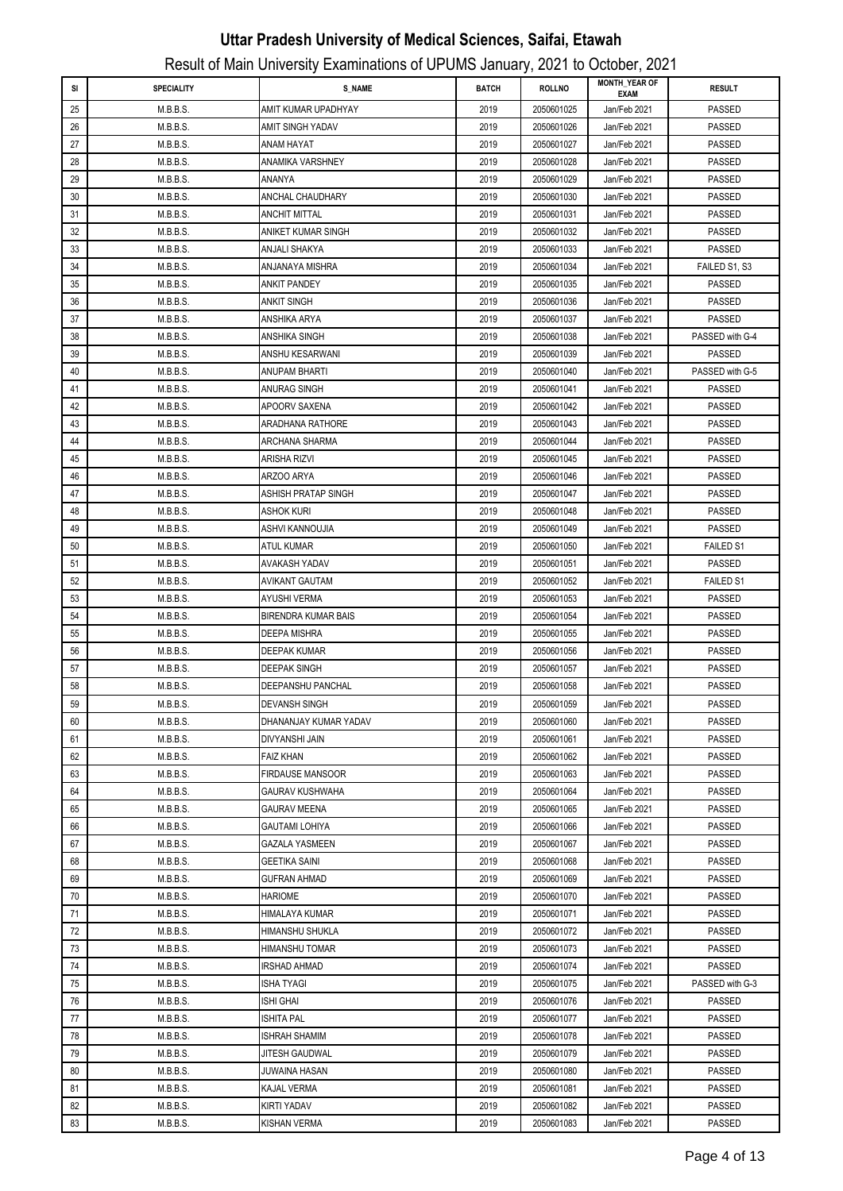# Uttar Pradesh University of Medical Sciences, Saifai, Etawah

## Result of Main University Examinations of UPUMS January, 2021 to October, 2021

| SI | SPECIALITY | S_NAME | BATCH | ROLLNO | MONTH_YEAR OF EXAM | RESULT |
|---|---|---|---|---|---|---|
| 25 | M.B.B.S. | AMIT KUMAR UPADHYAY | 2019 | 2050601025 | Jan/Feb 2021 | PASSED |
| 26 | M.B.B.S. | AMIT SINGH YADAV | 2019 | 2050601026 | Jan/Feb 2021 | PASSED |
| 27 | M.B.B.S. | ANAM HAYAT | 2019 | 2050601027 | Jan/Feb 2021 | PASSED |
| 28 | M.B.B.S. | ANAMIKA VARSHNEY | 2019 | 2050601028 | Jan/Feb 2021 | PASSED |
| 29 | M.B.B.S. | ANANYA | 2019 | 2050601029 | Jan/Feb 2021 | PASSED |
| 30 | M.B.B.S. | ANCHAL CHAUDHARY | 2019 | 2050601030 | Jan/Feb 2021 | PASSED |
| 31 | M.B.B.S. | ANCHIT MITTAL | 2019 | 2050601031 | Jan/Feb 2021 | PASSED |
| 32 | M.B.B.S. | ANIKET KUMAR SINGH | 2019 | 2050601032 | Jan/Feb 2021 | PASSED |
| 33 | M.B.B.S. | ANJALI SHAKYA | 2019 | 2050601033 | Jan/Feb 2021 | PASSED |
| 34 | M.B.B.S. | ANJANAYA MISHRA | 2019 | 2050601034 | Jan/Feb 2021 | FAILED S1, S3 |
| 35 | M.B.B.S. | ANKIT PANDEY | 2019 | 2050601035 | Jan/Feb 2021 | PASSED |
| 36 | M.B.B.S. | ANKIT SINGH | 2019 | 2050601036 | Jan/Feb 2021 | PASSED |
| 37 | M.B.B.S. | ANSHIKA ARYA | 2019 | 2050601037 | Jan/Feb 2021 | PASSED |
| 38 | M.B.B.S. | ANSHIKA SINGH | 2019 | 2050601038 | Jan/Feb 2021 | PASSED with G-4 |
| 39 | M.B.B.S. | ANSHU KESARWANI | 2019 | 2050601039 | Jan/Feb 2021 | PASSED |
| 40 | M.B.B.S. | ANUPAM BHARTI | 2019 | 2050601040 | Jan/Feb 2021 | PASSED with G-5 |
| 41 | M.B.B.S. | ANURAG SINGH | 2019 | 2050601041 | Jan/Feb 2021 | PASSED |
| 42 | M.B.B.S. | APOORV SAXENA | 2019 | 2050601042 | Jan/Feb 2021 | PASSED |
| 43 | M.B.B.S. | ARADHANA RATHORE | 2019 | 2050601043 | Jan/Feb 2021 | PASSED |
| 44 | M.B.B.S. | ARCHANA SHARMA | 2019 | 2050601044 | Jan/Feb 2021 | PASSED |
| 45 | M.B.B.S. | ARISHA RIZVI | 2019 | 2050601045 | Jan/Feb 2021 | PASSED |
| 46 | M.B.B.S. | ARZOO ARYA | 2019 | 2050601046 | Jan/Feb 2021 | PASSED |
| 47 | M.B.B.S. | ASHISH PRATAP SINGH | 2019 | 2050601047 | Jan/Feb 2021 | PASSED |
| 48 | M.B.B.S. | ASHOK KURI | 2019 | 2050601048 | Jan/Feb 2021 | PASSED |
| 49 | M.B.B.S. | ASHVI KANNOUJIA | 2019 | 2050601049 | Jan/Feb 2021 | PASSED |
| 50 | M.B.B.S. | ATUL KUMAR | 2019 | 2050601050 | Jan/Feb 2021 | FAILED S1 |
| 51 | M.B.B.S. | AVAKASH YADAV | 2019 | 2050601051 | Jan/Feb 2021 | PASSED |
| 52 | M.B.B.S. | AVIKANT GAUTAM | 2019 | 2050601052 | Jan/Feb 2021 | FAILED S1 |
| 53 | M.B.B.S. | AYUSHI VERMA | 2019 | 2050601053 | Jan/Feb 2021 | PASSED |
| 54 | M.B.B.S. | BIRENDRA KUMAR BAIS | 2019 | 2050601054 | Jan/Feb 2021 | PASSED |
| 55 | M.B.B.S. | DEEPA MISHRA | 2019 | 2050601055 | Jan/Feb 2021 | PASSED |
| 56 | M.B.B.S. | DEEPAK KUMAR | 2019 | 2050601056 | Jan/Feb 2021 | PASSED |
| 57 | M.B.B.S. | DEEPAK SINGH | 2019 | 2050601057 | Jan/Feb 2021 | PASSED |
| 58 | M.B.B.S. | DEEPANSHU PANCHAL | 2019 | 2050601058 | Jan/Feb 2021 | PASSED |
| 59 | M.B.B.S. | DEVANSH SINGH | 2019 | 2050601059 | Jan/Feb 2021 | PASSED |
| 60 | M.B.B.S. | DHANANJAY KUMAR YADAV | 2019 | 2050601060 | Jan/Feb 2021 | PASSED |
| 61 | M.B.B.S. | DIVYANSHI JAIN | 2019 | 2050601061 | Jan/Feb 2021 | PASSED |
| 62 | M.B.B.S. | FAIZ KHAN | 2019 | 2050601062 | Jan/Feb 2021 | PASSED |
| 63 | M.B.B.S. | FIRDAUSE MANSOOR | 2019 | 2050601063 | Jan/Feb 2021 | PASSED |
| 64 | M.B.B.S. | GAURAV KUSHWAHA | 2019 | 2050601064 | Jan/Feb 2021 | PASSED |
| 65 | M.B.B.S. | GAURAV MEENA | 2019 | 2050601065 | Jan/Feb 2021 | PASSED |
| 66 | M.B.B.S. | GAUTAMI LOHIYA | 2019 | 2050601066 | Jan/Feb 2021 | PASSED |
| 67 | M.B.B.S. | GAZALA YASMEEN | 2019 | 2050601067 | Jan/Feb 2021 | PASSED |
| 68 | M.B.B.S. | GEETIKA SAINI | 2019 | 2050601068 | Jan/Feb 2021 | PASSED |
| 69 | M.B.B.S. | GUFRAN AHMAD | 2019 | 2050601069 | Jan/Feb 2021 | PASSED |
| 70 | M.B.B.S. | HARIOME | 2019 | 2050601070 | Jan/Feb 2021 | PASSED |
| 71 | M.B.B.S. | HIMALAYA KUMAR | 2019 | 2050601071 | Jan/Feb 2021 | PASSED |
| 72 | M.B.B.S. | HIMANSHU SHUKLA | 2019 | 2050601072 | Jan/Feb 2021 | PASSED |
| 73 | M.B.B.S. | HIMANSHU TOMAR | 2019 | 2050601073 | Jan/Feb 2021 | PASSED |
| 74 | M.B.B.S. | IRSHAD AHMAD | 2019 | 2050601074 | Jan/Feb 2021 | PASSED |
| 75 | M.B.B.S. | ISHA TYAGI | 2019 | 2050601075 | Jan/Feb 2021 | PASSED with G-3 |
| 76 | M.B.B.S. | ISHI GHAI | 2019 | 2050601076 | Jan/Feb 2021 | PASSED |
| 77 | M.B.B.S. | ISHITA PAL | 2019 | 2050601077 | Jan/Feb 2021 | PASSED |
| 78 | M.B.B.S. | ISHRAH SHAMIM | 2019 | 2050601078 | Jan/Feb 2021 | PASSED |
| 79 | M.B.B.S. | JITESH GAUDWAL | 2019 | 2050601079 | Jan/Feb 2021 | PASSED |
| 80 | M.B.B.S. | JUWAINA HASAN | 2019 | 2050601080 | Jan/Feb 2021 | PASSED |
| 81 | M.B.B.S. | KAJAL VERMA | 2019 | 2050601081 | Jan/Feb 2021 | PASSED |
| 82 | M.B.B.S. | KIRTI YADAV | 2019 | 2050601082 | Jan/Feb 2021 | PASSED |
| 83 | M.B.B.S. | KISHAN VERMA | 2019 | 2050601083 | Jan/Feb 2021 | PASSED |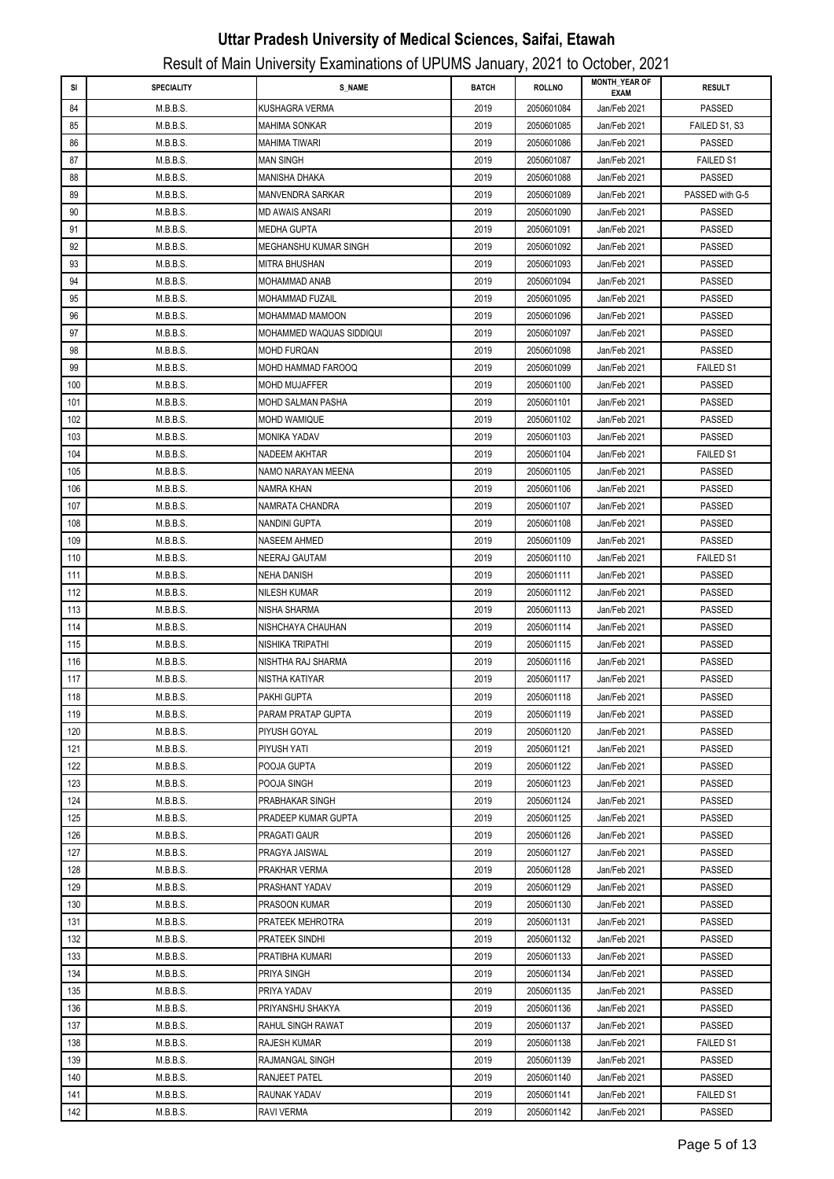# Uttar Pradesh University of Medical Sciences, Saifai, Etawah

## Result of Main University Examinations of UPUMS January, 2021 to October, 2021

| Sl | SPECIALITY | S_NAME | BATCH | ROLLNO | MONTH_YEAR OF EXAM | RESULT |
|---|---|---|---|---|---|---|
| 84 | M.B.B.S. | KUSHAGRA VERMA | 2019 | 2050601084 | Jan/Feb 2021 | PASSED |
| 85 | M.B.B.S. | MAHIMA SONKAR | 2019 | 2050601085 | Jan/Feb 2021 | FAILED S1, S3 |
| 86 | M.B.B.S. | MAHIMA TIWARI | 2019 | 2050601086 | Jan/Feb 2021 | PASSED |
| 87 | M.B.B.S. | MAN SINGH | 2019 | 2050601087 | Jan/Feb 2021 | FAILED S1 |
| 88 | M.B.B.S. | MANISHA DHAKA | 2019 | 2050601088 | Jan/Feb 2021 | PASSED |
| 89 | M.B.B.S. | MANVENDRA SARKAR | 2019 | 2050601089 | Jan/Feb 2021 | PASSED with G-5 |
| 90 | M.B.B.S. | MD AWAIS ANSARI | 2019 | 2050601090 | Jan/Feb 2021 | PASSED |
| 91 | M.B.B.S. | MEDHA GUPTA | 2019 | 2050601091 | Jan/Feb 2021 | PASSED |
| 92 | M.B.B.S. | MEGHANSHU KUMAR SINGH | 2019 | 2050601092 | Jan/Feb 2021 | PASSED |
| 93 | M.B.B.S. | MITRA BHUSHAN | 2019 | 2050601093 | Jan/Feb 2021 | PASSED |
| 94 | M.B.B.S. | MOHAMMAD ANAB | 2019 | 2050601094 | Jan/Feb 2021 | PASSED |
| 95 | M.B.B.S. | MOHAMMAD FUZAIL | 2019 | 2050601095 | Jan/Feb 2021 | PASSED |
| 96 | M.B.B.S. | MOHAMMAD MAMOON | 2019 | 2050601096 | Jan/Feb 2021 | PASSED |
| 97 | M.B.B.S. | MOHAMMED WAQUAS SIDDIQUI | 2019 | 2050601097 | Jan/Feb 2021 | PASSED |
| 98 | M.B.B.S. | MOHD FURQAN | 2019 | 2050601098 | Jan/Feb 2021 | PASSED |
| 99 | M.B.B.S. | MOHD HAMMAD FAROOQ | 2019 | 2050601099 | Jan/Feb 2021 | FAILED S1 |
| 100 | M.B.B.S. | MOHD MUJAFFER | 2019 | 2050601100 | Jan/Feb 2021 | PASSED |
| 101 | M.B.B.S. | MOHD SALMAN PASHA | 2019 | 2050601101 | Jan/Feb 2021 | PASSED |
| 102 | M.B.B.S. | MOHD WAMIQUE | 2019 | 2050601102 | Jan/Feb 2021 | PASSED |
| 103 | M.B.B.S. | MONIKA YADAV | 2019 | 2050601103 | Jan/Feb 2021 | PASSED |
| 104 | M.B.B.S. | NADEEM AKHTAR | 2019 | 2050601104 | Jan/Feb 2021 | FAILED S1 |
| 105 | M.B.B.S. | NAMO NARAYAN MEENA | 2019 | 2050601105 | Jan/Feb 2021 | PASSED |
| 106 | M.B.B.S. | NAMRA KHAN | 2019 | 2050601106 | Jan/Feb 2021 | PASSED |
| 107 | M.B.B.S. | NAMRATA CHANDRA | 2019 | 2050601107 | Jan/Feb 2021 | PASSED |
| 108 | M.B.B.S. | NANDINI GUPTA | 2019 | 2050601108 | Jan/Feb 2021 | PASSED |
| 109 | M.B.B.S. | NASEEM AHMED | 2019 | 2050601109 | Jan/Feb 2021 | PASSED |
| 110 | M.B.B.S. | NEERAJ GAUTAM | 2019 | 2050601110 | Jan/Feb 2021 | FAILED S1 |
| 111 | M.B.B.S. | NEHA DANISH | 2019 | 2050601111 | Jan/Feb 2021 | PASSED |
| 112 | M.B.B.S. | NILESH KUMAR | 2019 | 2050601112 | Jan/Feb 2021 | PASSED |
| 113 | M.B.B.S. | NISHA SHARMA | 2019 | 2050601113 | Jan/Feb 2021 | PASSED |
| 114 | M.B.B.S. | NISHCHAYA CHAUHAN | 2019 | 2050601114 | Jan/Feb 2021 | PASSED |
| 115 | M.B.B.S. | NISHIKA TRIPATHI | 2019 | 2050601115 | Jan/Feb 2021 | PASSED |
| 116 | M.B.B.S. | NISHTHA RAJ SHARMA | 2019 | 2050601116 | Jan/Feb 2021 | PASSED |
| 117 | M.B.B.S. | NISTHA KATIYAR | 2019 | 2050601117 | Jan/Feb 2021 | PASSED |
| 118 | M.B.B.S. | PAKHI GUPTA | 2019 | 2050601118 | Jan/Feb 2021 | PASSED |
| 119 | M.B.B.S. | PARAM PRATAP GUPTA | 2019 | 2050601119 | Jan/Feb 2021 | PASSED |
| 120 | M.B.B.S. | PIYUSH GOYAL | 2019 | 2050601120 | Jan/Feb 2021 | PASSED |
| 121 | M.B.B.S. | PIYUSH YATI | 2019 | 2050601121 | Jan/Feb 2021 | PASSED |
| 122 | M.B.B.S. | POOJA GUPTA | 2019 | 2050601122 | Jan/Feb 2021 | PASSED |
| 123 | M.B.B.S. | POOJA SINGH | 2019 | 2050601123 | Jan/Feb 2021 | PASSED |
| 124 | M.B.B.S. | PRABHAKAR SINGH | 2019 | 2050601124 | Jan/Feb 2021 | PASSED |
| 125 | M.B.B.S. | PRADEEP KUMAR GUPTA | 2019 | 2050601125 | Jan/Feb 2021 | PASSED |
| 126 | M.B.B.S. | PRAGATI GAUR | 2019 | 2050601126 | Jan/Feb 2021 | PASSED |
| 127 | M.B.B.S. | PRAGYA JAISWAL | 2019 | 2050601127 | Jan/Feb 2021 | PASSED |
| 128 | M.B.B.S. | PRAKHAR VERMA | 2019 | 2050601128 | Jan/Feb 2021 | PASSED |
| 129 | M.B.B.S. | PRASHANT YADAV | 2019 | 2050601129 | Jan/Feb 2021 | PASSED |
| 130 | M.B.B.S. | PRASOON KUMAR | 2019 | 2050601130 | Jan/Feb 2021 | PASSED |
| 131 | M.B.B.S. | PRATEEK MEHROTRA | 2019 | 2050601131 | Jan/Feb 2021 | PASSED |
| 132 | M.B.B.S. | PRATEEK SINDHI | 2019 | 2050601132 | Jan/Feb 2021 | PASSED |
| 133 | M.B.B.S. | PRATIBHA KUMARI | 2019 | 2050601133 | Jan/Feb 2021 | PASSED |
| 134 | M.B.B.S. | PRIYA SINGH | 2019 | 2050601134 | Jan/Feb 2021 | PASSED |
| 135 | M.B.B.S. | PRIYA YADAV | 2019 | 2050601135 | Jan/Feb 2021 | PASSED |
| 136 | M.B.B.S. | PRIYANSHU SHAKYA | 2019 | 2050601136 | Jan/Feb 2021 | PASSED |
| 137 | M.B.B.S. | RAHUL SINGH RAWAT | 2019 | 2050601137 | Jan/Feb 2021 | PASSED |
| 138 | M.B.B.S. | RAJESH KUMAR | 2019 | 2050601138 | Jan/Feb 2021 | FAILED S1 |
| 139 | M.B.B.S. | RAJMANGAL SINGH | 2019 | 2050601139 | Jan/Feb 2021 | PASSED |
| 140 | M.B.B.S. | RANJEET PATEL | 2019 | 2050601140 | Jan/Feb 2021 | PASSED |
| 141 | M.B.B.S. | RAUNAK YADAV | 2019 | 2050601141 | Jan/Feb 2021 | FAILED S1 |
| 142 | M.B.B.S. | RAVI VERMA | 2019 | 2050601142 | Jan/Feb 2021 | PASSED |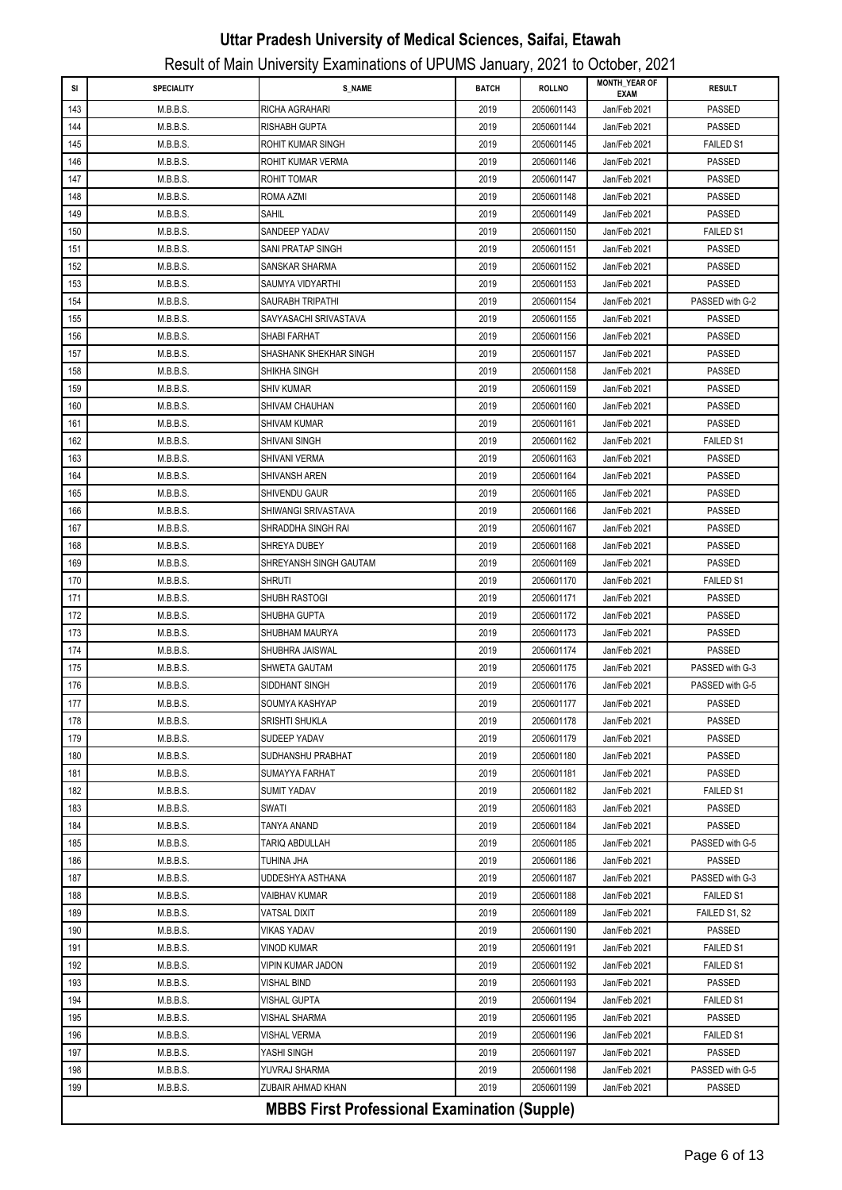# Uttar Pradesh University of Medical Sciences, Saifai, Etawah

## Result of Main University Examinations of UPUMS January, 2021 to October, 2021

| Sl | SPECIALITY | S_NAME | BATCH | ROLLNO | MONTH_YEAR OF EXAM | RESULT |
|---|---|---|---|---|---|---|
| 143 | M.B.B.S. | RICHA AGRAHARI | 2019 | 2050601143 | Jan/Feb 2021 | PASSED |
| 144 | M.B.B.S. | RISHABH GUPTA | 2019 | 2050601144 | Jan/Feb 2021 | PASSED |
| 145 | M.B.B.S. | ROHIT KUMAR SINGH | 2019 | 2050601145 | Jan/Feb 2021 | FAILED S1 |
| 146 | M.B.B.S. | ROHIT KUMAR VERMA | 2019 | 2050601146 | Jan/Feb 2021 | PASSED |
| 147 | M.B.B.S. | ROHIT TOMAR | 2019 | 2050601147 | Jan/Feb 2021 | PASSED |
| 148 | M.B.B.S. | ROMA AZMI | 2019 | 2050601148 | Jan/Feb 2021 | PASSED |
| 149 | M.B.B.S. | SAHIL | 2019 | 2050601149 | Jan/Feb 2021 | PASSED |
| 150 | M.B.B.S. | SANDEEP YADAV | 2019 | 2050601150 | Jan/Feb 2021 | FAILED S1 |
| 151 | M.B.B.S. | SANI PRATAP SINGH | 2019 | 2050601151 | Jan/Feb 2021 | PASSED |
| 152 | M.B.B.S. | SANSKAR SHARMA | 2019 | 2050601152 | Jan/Feb 2021 | PASSED |
| 153 | M.B.B.S. | SAUMYA VIDYARTHI | 2019 | 2050601153 | Jan/Feb 2021 | PASSED |
| 154 | M.B.B.S. | SAURABH TRIPATHI | 2019 | 2050601154 | Jan/Feb 2021 | PASSED with G-2 |
| 155 | M.B.B.S. | SAVYASACHI SRIVASTAVA | 2019 | 2050601155 | Jan/Feb 2021 | PASSED |
| 156 | M.B.B.S. | SHABI FARHAT | 2019 | 2050601156 | Jan/Feb 2021 | PASSED |
| 157 | M.B.B.S. | SHASHANK SHEKHAR SINGH | 2019 | 2050601157 | Jan/Feb 2021 | PASSED |
| 158 | M.B.B.S. | SHIKHA SINGH | 2019 | 2050601158 | Jan/Feb 2021 | PASSED |
| 159 | M.B.B.S. | SHIV KUMAR | 2019 | 2050601159 | Jan/Feb 2021 | PASSED |
| 160 | M.B.B.S. | SHIVAM CHAUHAN | 2019 | 2050601160 | Jan/Feb 2021 | PASSED |
| 161 | M.B.B.S. | SHIVAM KUMAR | 2019 | 2050601161 | Jan/Feb 2021 | PASSED |
| 162 | M.B.B.S. | SHIVANI SINGH | 2019 | 2050601162 | Jan/Feb 2021 | FAILED S1 |
| 163 | M.B.B.S. | SHIVANI VERMA | 2019 | 2050601163 | Jan/Feb 2021 | PASSED |
| 164 | M.B.B.S. | SHIVANSH AREN | 2019 | 2050601164 | Jan/Feb 2021 | PASSED |
| 165 | M.B.B.S. | SHIVENDU GAUR | 2019 | 2050601165 | Jan/Feb 2021 | PASSED |
| 166 | M.B.B.S. | SHIWANGI SRIVASTAVA | 2019 | 2050601166 | Jan/Feb 2021 | PASSED |
| 167 | M.B.B.S. | SHRADDHA SINGH RAI | 2019 | 2050601167 | Jan/Feb 2021 | PASSED |
| 168 | M.B.B.S. | SHREYA DUBEY | 2019 | 2050601168 | Jan/Feb 2021 | PASSED |
| 169 | M.B.B.S. | SHREYANSH SINGH GAUTAM | 2019 | 2050601169 | Jan/Feb 2021 | PASSED |
| 170 | M.B.B.S. | SHRUTI | 2019 | 2050601170 | Jan/Feb 2021 | FAILED S1 |
| 171 | M.B.B.S. | SHUBH RASTOGI | 2019 | 2050601171 | Jan/Feb 2021 | PASSED |
| 172 | M.B.B.S. | SHUBHA GUPTA | 2019 | 2050601172 | Jan/Feb 2021 | PASSED |
| 173 | M.B.B.S. | SHUBHAM MAURYA | 2019 | 2050601173 | Jan/Feb 2021 | PASSED |
| 174 | M.B.B.S. | SHUBHRA JAISWAL | 2019 | 2050601174 | Jan/Feb 2021 | PASSED |
| 175 | M.B.B.S. | SHWETA GAUTAM | 2019 | 2050601175 | Jan/Feb 2021 | PASSED with G-3 |
| 176 | M.B.B.S. | SIDDHANT SINGH | 2019 | 2050601176 | Jan/Feb 2021 | PASSED with G-5 |
| 177 | M.B.B.S. | SOUMYA KASHYAP | 2019 | 2050601177 | Jan/Feb 2021 | PASSED |
| 178 | M.B.B.S. | SRISHTI SHUKLA | 2019 | 2050601178 | Jan/Feb 2021 | PASSED |
| 179 | M.B.B.S. | SUDEEP YADAV | 2019 | 2050601179 | Jan/Feb 2021 | PASSED |
| 180 | M.B.B.S. | SUDHANSHU PRABHAT | 2019 | 2050601180 | Jan/Feb 2021 | PASSED |
| 181 | M.B.B.S. | SUMAYYA FARHAT | 2019 | 2050601181 | Jan/Feb 2021 | PASSED |
| 182 | M.B.B.S. | SUMIT YADAV | 2019 | 2050601182 | Jan/Feb 2021 | FAILED S1 |
| 183 | M.B.B.S. | SWATI | 2019 | 2050601183 | Jan/Feb 2021 | PASSED |
| 184 | M.B.B.S. | TANYA ANAND | 2019 | 2050601184 | Jan/Feb 2021 | PASSED |
| 185 | M.B.B.S. | TARIQ ABDULLAH | 2019 | 2050601185 | Jan/Feb 2021 | PASSED with G-5 |
| 186 | M.B.B.S. | TUHINA JHA | 2019 | 2050601186 | Jan/Feb 2021 | PASSED |
| 187 | M.B.B.S. | UDDESHYA ASTHANA | 2019 | 2050601187 | Jan/Feb 2021 | PASSED with G-3 |
| 188 | M.B.B.S. | VAIBHAV KUMAR | 2019 | 2050601188 | Jan/Feb 2021 | FAILED S1 |
| 189 | M.B.B.S. | VATSAL DIXIT | 2019 | 2050601189 | Jan/Feb 2021 | FAILED S1, S2 |
| 190 | M.B.B.S. | VIKAS YADAV | 2019 | 2050601190 | Jan/Feb 2021 | PASSED |
| 191 | M.B.B.S. | VINOD KUMAR | 2019 | 2050601191 | Jan/Feb 2021 | FAILED S1 |
| 192 | M.B.B.S. | VIPIN KUMAR JADON | 2019 | 2050601192 | Jan/Feb 2021 | FAILED S1 |
| 193 | M.B.B.S. | VISHAL BIND | 2019 | 2050601193 | Jan/Feb 2021 | PASSED |
| 194 | M.B.B.S. | VISHAL GUPTA | 2019 | 2050601194 | Jan/Feb 2021 | FAILED S1 |
| 195 | M.B.B.S. | VISHAL SHARMA | 2019 | 2050601195 | Jan/Feb 2021 | PASSED |
| 196 | M.B.B.S. | VISHAL VERMA | 2019 | 2050601196 | Jan/Feb 2021 | FAILED S1 |
| 197 | M.B.B.S. | YASHI SINGH | 2019 | 2050601197 | Jan/Feb 2021 | PASSED |
| 198 | M.B.B.S. | YUVRAJ SHARMA | 2019 | 2050601198 | Jan/Feb 2021 | PASSED with G-5 |
| 199 | M.B.B.S. | ZUBAIR AHMAD KHAN | 2019 | 2050601199 | Jan/Feb 2021 | PASSED |

## MBBS First Professional Examination (Supple)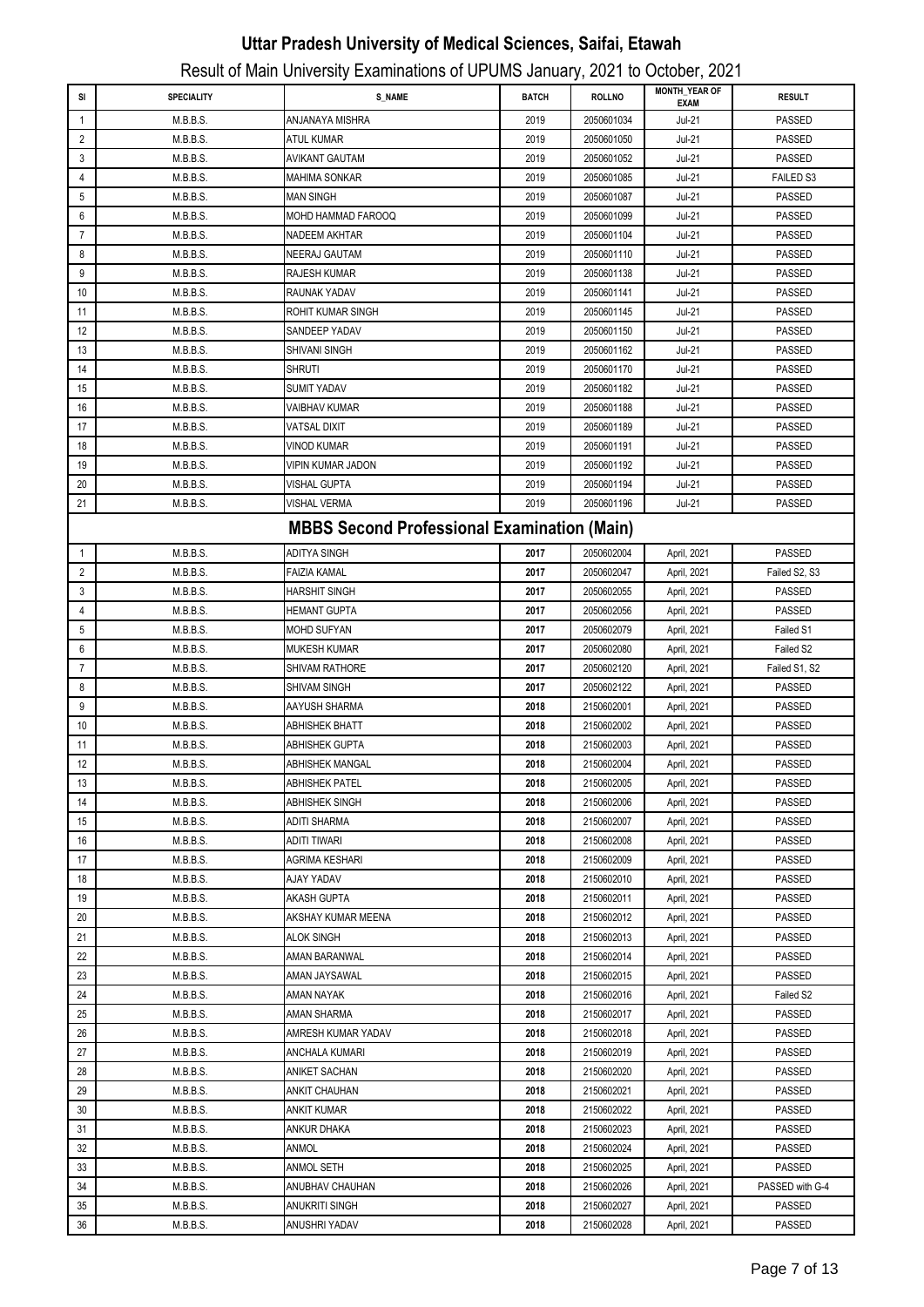# Uttar Pradesh University of Medical Sciences, Saifai, Etawah

## Result of Main University Examinations of UPUMS January, 2021 to October, 2021

| SI | SPECIALITY | S_NAME | BATCH | ROLLNO | MONTH_YEAR OF EXAM | RESULT |
|---|---|---|---|---|---|---|
| 1 | M.B.B.S. | ANJANAYA MISHRA | 2019 | 2050601034 | Jul-21 | PASSED |
| 2 | M.B.B.S. | ATUL KUMAR | 2019 | 2050601050 | Jul-21 | PASSED |
| 3 | M.B.B.S. | AVIKANT GAUTAM | 2019 | 2050601052 | Jul-21 | PASSED |
| 4 | M.B.B.S. | MAHIMA SONKAR | 2019 | 2050601085 | Jul-21 | FAILED S3 |
| 5 | M.B.B.S. | MAN SINGH | 2019 | 2050601087 | Jul-21 | PASSED |
| 6 | M.B.B.S. | MOHD HAMMAD FAROOQ | 2019 | 2050601099 | Jul-21 | PASSED |
| 7 | M.B.B.S. | NADEEM AKHTAR | 2019 | 2050601104 | Jul-21 | PASSED |
| 8 | M.B.B.S. | NEERAJ GAUTAM | 2019 | 2050601110 | Jul-21 | PASSED |
| 9 | M.B.B.S. | RAJESH KUMAR | 2019 | 2050601138 | Jul-21 | PASSED |
| 10 | M.B.B.S. | RAUNAK YADAV | 2019 | 2050601141 | Jul-21 | PASSED |
| 11 | M.B.B.S. | ROHIT KUMAR SINGH | 2019 | 2050601145 | Jul-21 | PASSED |
| 12 | M.B.B.S. | SANDEEP YADAV | 2019 | 2050601150 | Jul-21 | PASSED |
| 13 | M.B.B.S. | SHIVANI SINGH | 2019 | 2050601162 | Jul-21 | PASSED |
| 14 | M.B.B.S. | SHRUTI | 2019 | 2050601170 | Jul-21 | PASSED |
| 15 | M.B.B.S. | SUMIT YADAV | 2019 | 2050601182 | Jul-21 | PASSED |
| 16 | M.B.B.S. | VAIBHAV KUMAR | 2019 | 2050601188 | Jul-21 | PASSED |
| 17 | M.B.B.S. | VATSAL DIXIT | 2019 | 2050601189 | Jul-21 | PASSED |
| 18 | M.B.B.S. | VINOD KUMAR | 2019 | 2050601191 | Jul-21 | PASSED |
| 19 | M.B.B.S. | VIPIN KUMAR JADON | 2019 | 2050601192 | Jul-21 | PASSED |
| 20 | M.B.B.S. | VISHAL GUPTA | 2019 | 2050601194 | Jul-21 | PASSED |
| 21 | M.B.B.S. | VISHAL VERMA | 2019 | 2050601196 | Jul-21 | PASSED |

## MBBS Second Professional Examination (Main)

| SI | SPECIALITY | S_NAME | BATCH | ROLLNO | MONTH_YEAR OF EXAM | RESULT |
|---|---|---|---|---|---|---|
| 1 | M.B.B.S. | ADITYA SINGH | **2017** | 2050602004 | April, 2021 | PASSED |
| 2 | M.B.B.S. | FAIZIA KAMAL | **2017** | 2050602047 | April, 2021 | Failed S2, S3 |
| 3 | M.B.B.S. | HARSHIT SINGH | **2017** | 2050602055 | April, 2021 | PASSED |
| 4 | M.B.B.S. | HEMANT GUPTA | **2017** | 2050602056 | April, 2021 | PASSED |
| 5 | M.B.B.S. | MOHD SUFYAN | **2017** | 2050602079 | April, 2021 | Failed S1 |
| 6 | M.B.B.S. | MUKESH KUMAR | **2017** | 2050602080 | April, 2021 | Failed S2 |
| 7 | M.B.B.S. | SHIVAM RATHORE | **2017** | 2050602120 | April, 2021 | Failed S1, S2 |
| 8 | M.B.B.S. | SHIVAM SINGH | **2017** | 2050602122 | April, 2021 | PASSED |
| 9 | M.B.B.S. | AAYUSH SHARMA | **2018** | 2150602001 | April, 2021 | PASSED |
| 10 | M.B.B.S. | ABHISHEK BHATT | **2018** | 2150602002 | April, 2021 | PASSED |
| 11 | M.B.B.S. | ABHISHEK GUPTA | **2018** | 2150602003 | April, 2021 | PASSED |
| 12 | M.B.B.S. | ABHISHEK MANGAL | **2018** | 2150602004 | April, 2021 | PASSED |
| 13 | M.B.B.S. | ABHISHEK PATEL | **2018** | 2150602005 | April, 2021 | PASSED |
| 14 | M.B.B.S. | ABHISHEK SINGH | **2018** | 2150602006 | April, 2021 | PASSED |
| 15 | M.B.B.S. | ADITI SHARMA | **2018** | 2150602007 | April, 2021 | PASSED |
| 16 | M.B.B.S. | ADITI TIWARI | **2018** | 2150602008 | April, 2021 | PASSED |
| 17 | M.B.B.S. | AGRIMA KESHARI | **2018** | 2150602009 | April, 2021 | PASSED |
| 18 | M.B.B.S. | AJAY YADAV | **2018** | 2150602010 | April, 2021 | PASSED |
| 19 | M.B.B.S. | AKASH GUPTA | **2018** | 2150602011 | April, 2021 | PASSED |
| 20 | M.B.B.S. | AKSHAY KUMAR MEENA | **2018** | 2150602012 | April, 2021 | PASSED |
| 21 | M.B.B.S. | ALOK SINGH | **2018** | 2150602013 | April, 2021 | PASSED |
| 22 | M.B.B.S. | AMAN BARANWAL | **2018** | 2150602014 | April, 2021 | PASSED |
| 23 | M.B.B.S. | AMAN JAYSAWAL | **2018** | 2150602015 | April, 2021 | PASSED |
| 24 | M.B.B.S. | AMAN NAYAK | **2018** | 2150602016 | April, 2021 | Failed S2 |
| 25 | M.B.B.S. | AMAN SHARMA | **2018** | 2150602017 | April, 2021 | PASSED |
| 26 | M.B.B.S. | AMRESH KUMAR YADAV | **2018** | 2150602018 | April, 2021 | PASSED |
| 27 | M.B.B.S. | ANCHALA KUMARI | **2018** | 2150602019 | April, 2021 | PASSED |
| 28 | M.B.B.S. | ANIKET SACHAN | **2018** | 2150602020 | April, 2021 | PASSED |
| 29 | M.B.B.S. | ANKIT CHAUHAN | **2018** | 2150602021 | April, 2021 | PASSED |
| 30 | M.B.B.S. | ANKIT KUMAR | **2018** | 2150602022 | April, 2021 | PASSED |
| 31 | M.B.B.S. | ANKUR DHAKA | **2018** | 2150602023 | April, 2021 | PASSED |
| 32 | M.B.B.S. | ANMOL | **2018** | 2150602024 | April, 2021 | PASSED |
| 33 | M.B.B.S. | ANMOL SETH | **2018** | 2150602025 | April, 2021 | PASSED |
| 34 | M.B.B.S. | ANUBHAV CHAUHAN | **2018** | 2150602026 | April, 2021 | PASSED with G-4 |
| 35 | M.B.B.S. | ANUKRITI SINGH | **2018** | 2150602027 | April, 2021 | PASSED |
| 36 | M.B.B.S. | ANUSHRI YADAV | **2018** | 2150602028 | April, 2021 | PASSED |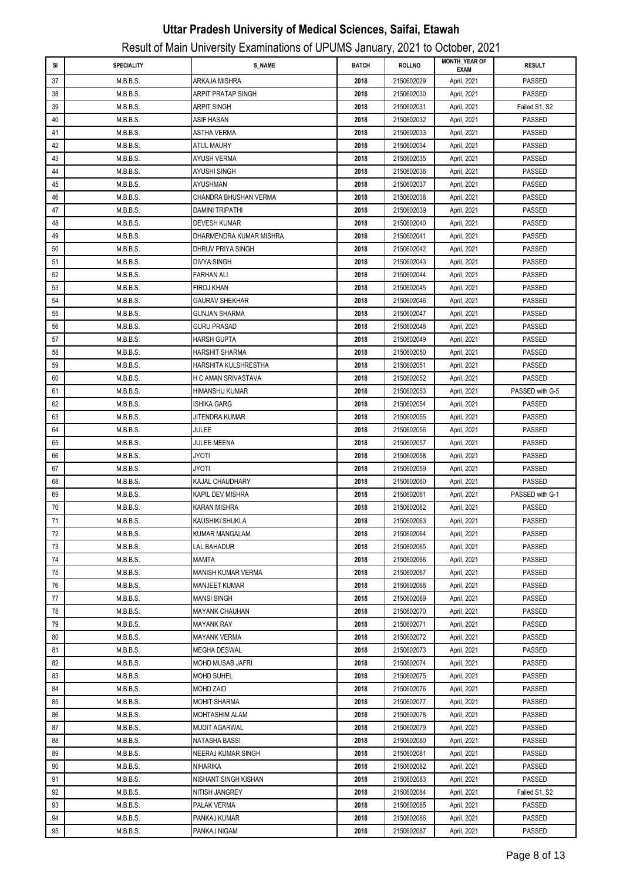# Uttar Pradesh University of Medical Sciences, Saifai, Etawah

## Result of Main University Examinations of UPUMS January, 2021 to October, 2021

| Sl | SPECIALITY | S_NAME | BATCH | ROLLNO | MONTH_YEAR OF EXAM | RESULT |
|---|---|---|---|---|---|---|
| 37 | M.B.B.S. | ARKAJA MISHRA | 2018 | 2150602029 | April, 2021 | PASSED |
| 38 | M.B.B.S. | ARPIT PRATAP SINGH | 2018 | 2150602030 | April, 2021 | PASSED |
| 39 | M.B.B.S. | ARPIT SINGH | 2018 | 2150602031 | April, 2021 | Failed S1, S2 |
| 40 | M.B.B.S. | ASIF HASAN | 2018 | 2150602032 | April, 2021 | PASSED |
| 41 | M.B.B.S. | ASTHA VERMA | 2018 | 2150602033 | April, 2021 | PASSED |
| 42 | M.B.B.S. | ATUL MAURY | 2018 | 2150602034 | April, 2021 | PASSED |
| 43 | M.B.B.S. | AYUSH VERMA | 2018 | 2150602035 | April, 2021 | PASSED |
| 44 | M.B.B.S. | AYUSHI SINGH | 2018 | 2150602036 | April, 2021 | PASSED |
| 45 | M.B.B.S. | AYUSHMAN | 2018 | 2150602037 | April, 2021 | PASSED |
| 46 | M.B.B.S. | CHANDRA BHUSHAN VERMA | 2018 | 2150602038 | April, 2021 | PASSED |
| 47 | M.B.B.S. | DAMINI TRIPATHI | 2018 | 2150602039 | April, 2021 | PASSED |
| 48 | M.B.B.S. | DEVESH KUMAR | 2018 | 2150602040 | April, 2021 | PASSED |
| 49 | M.B.B.S. | DHARMENDRA KUMAR MISHRA | 2018 | 2150602041 | April, 2021 | PASSED |
| 50 | M.B.B.S. | DHRUV PRIYA SINGH | 2018 | 2150602042 | April, 2021 | PASSED |
| 51 | M.B.B.S. | DIVYA SINGH | 2018 | 2150602043 | April, 2021 | PASSED |
| 52 | M.B.B.S. | FARHAN ALI | 2018 | 2150602044 | April, 2021 | PASSED |
| 53 | M.B.B.S. | FIROJ KHAN | 2018 | 2150602045 | April, 2021 | PASSED |
| 54 | M.B.B.S. | GAURAV SHEKHAR | 2018 | 2150602046 | April, 2021 | PASSED |
| 55 | M.B.B.S. | GUNJAN SHARMA | 2018 | 2150602047 | April, 2021 | PASSED |
| 56 | M.B.B.S. | GURU PRASAD | 2018 | 2150602048 | April, 2021 | PASSED |
| 57 | M.B.B.S. | HARSH GUPTA | 2018 | 2150602049 | April, 2021 | PASSED |
| 58 | M.B.B.S. | HARSHIT SHARMA | 2018 | 2150602050 | April, 2021 | PASSED |
| 59 | M.B.B.S. | HARSHITA KULSHRESTHA | 2018 | 2150602051 | April, 2021 | PASSED |
| 60 | M.B.B.S. | H C AMAN SRIVASTAVA | 2018 | 2150602052 | April, 2021 | PASSED |
| 61 | M.B.B.S. | HIMANSHU KUMAR | 2018 | 2150602053 | April, 2021 | PASSED with G-5 |
| 62 | M.B.B.S. | ISHIKA GARG | 2018 | 2150602054 | April, 2021 | PASSED |
| 63 | M.B.B.S. | JITENDRA KUMAR | 2018 | 2150602055 | April, 2021 | PASSED |
| 64 | M.B.B.S. | JULEE | 2018 | 2150602056 | April, 2021 | PASSED |
| 65 | M.B.B.S. | JULEE MEENA | 2018 | 2150602057 | April, 2021 | PASSED |
| 66 | M.B.B.S. | JYOTI | 2018 | 2150602058 | April, 2021 | PASSED |
| 67 | M.B.B.S. | JYOTI | 2018 | 2150602059 | April, 2021 | PASSED |
| 68 | M.B.B.S. | KAJAL CHAUDHARY | 2018 | 2150602060 | April, 2021 | PASSED |
| 69 | M.B.B.S. | KAPIL DEV MISHRA | 2018 | 2150602061 | April, 2021 | PASSED with G-1 |
| 70 | M.B.B.S. | KARAN MISHRA | 2018 | 2150602062 | April, 2021 | PASSED |
| 71 | M.B.B.S. | KAUSHIKI SHUKLA | 2018 | 2150602063 | April, 2021 | PASSED |
| 72 | M.B.B.S. | KUMAR MANGALAM | 2018 | 2150602064 | April, 2021 | PASSED |
| 73 | M.B.B.S. | LAL BAHADUR | 2018 | 2150602065 | April, 2021 | PASSED |
| 74 | M.B.B.S. | MAMTA | 2018 | 2150602066 | April, 2021 | PASSED |
| 75 | M.B.B.S. | MANISH KUMAR VERMA | 2018 | 2150602067 | April, 2021 | PASSED |
| 76 | M.B.B.S. | MANJEET KUMAR | 2018 | 2150602068 | April, 2021 | PASSED |
| 77 | M.B.B.S. | MANSI SINGH | 2018 | 2150602069 | April, 2021 | PASSED |
| 78 | M.B.B.S. | MAYANK CHAUHAN | 2018 | 2150602070 | April, 2021 | PASSED |
| 79 | M.B.B.S. | MAYANK RAY | 2018 | 2150602071 | April, 2021 | PASSED |
| 80 | M.B.B.S. | MAYANK VERMA | 2018 | 2150602072 | April, 2021 | PASSED |
| 81 | M.B.B.S. | MEGHA DESWAL | 2018 | 2150602073 | April, 2021 | PASSED |
| 82 | M.B.B.S. | MOHD MUSAB JAFRI | 2018 | 2150602074 | April, 2021 | PASSED |
| 83 | M.B.B.S. | MOHD SUHEL | 2018 | 2150602075 | April, 2021 | PASSED |
| 84 | M.B.B.S. | MOHD ZAID | 2018 | 2150602076 | April, 2021 | PASSED |
| 85 | M.B.B.S. | MOHIT SHARMA | 2018 | 2150602077 | April, 2021 | PASSED |
| 86 | M.B.B.S. | MOHTASHIM ALAM | 2018 | 2150602078 | April, 2021 | PASSED |
| 87 | M.B.B.S. | MUDIT AGARWAL | 2018 | 2150602079 | April, 2021 | PASSED |
| 88 | M.B.B.S. | NATASHA BASSI | 2018 | 2150602080 | April, 2021 | PASSED |
| 89 | M.B.B.S. | NEERAJ KUMAR SINGH | 2018 | 2150602081 | April, 2021 | PASSED |
| 90 | M.B.B.S. | NIHARIKA | 2018 | 2150602082 | April, 2021 | PASSED |
| 91 | M.B.B.S. | NISHANT SINGH KISHAN | 2018 | 2150602083 | April, 2021 | PASSED |
| 92 | M.B.B.S. | NITISH JANGREY | 2018 | 2150602084 | April, 2021 | Failed S1, S2 |
| 93 | M.B.B.S. | PALAK VERMA | 2018 | 2150602085 | April, 2021 | PASSED |
| 94 | M.B.B.S. | PANKAJ KUMAR | 2018 | 2150602086 | April, 2021 | PASSED |
| 95 | M.B.B.S. | PANKAJ NIGAM | 2018 | 2150602087 | April, 2021 | PASSED |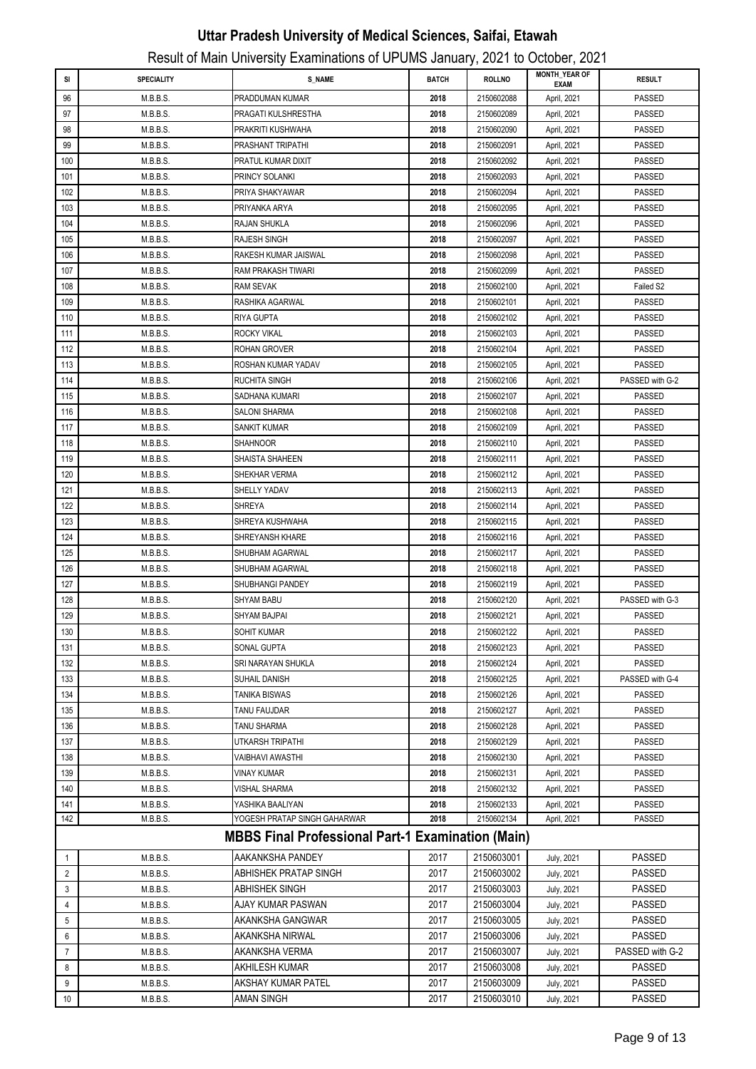# Uttar Pradesh University of Medical Sciences, Saifai, Etawah

## Result of Main University Examinations of UPUMS January, 2021 to October, 2021

| Sl | SPECIALITY | S_NAME | BATCH | ROLLNO | MONTH_YEAR OF EXAM | RESULT |
|---|---|---|---|---|---|---|
| 96 | M.B.B.S. | PRADDUMAN KUMAR | 2018 | 2150602088 | April, 2021 | PASSED |
| 97 | M.B.B.S. | PRAGATI KULSHRESTHA | 2018 | 2150602089 | April, 2021 | PASSED |
| 98 | M.B.B.S. | PRAKRITI KUSHWAHA | 2018 | 2150602090 | April, 2021 | PASSED |
| 99 | M.B.B.S. | PRASHANT TRIPATHI | 2018 | 2150602091 | April, 2021 | PASSED |
| 100 | M.B.B.S. | PRATUL KUMAR DIXIT | 2018 | 2150602092 | April, 2021 | PASSED |
| 101 | M.B.B.S. | PRINCY SOLANKI | 2018 | 2150602093 | April, 2021 | PASSED |
| 102 | M.B.B.S. | PRIYA SHAKYAWAR | 2018 | 2150602094 | April, 2021 | PASSED |
| 103 | M.B.B.S. | PRIYANKA ARYA | 2018 | 2150602095 | April, 2021 | PASSED |
| 104 | M.B.B.S. | RAJAN SHUKLA | 2018 | 2150602096 | April, 2021 | PASSED |
| 105 | M.B.B.S. | RAJESH SINGH | 2018 | 2150602097 | April, 2021 | PASSED |
| 106 | M.B.B.S. | RAKESH KUMAR JAISWAL | 2018 | 2150602098 | April, 2021 | PASSED |
| 107 | M.B.B.S. | RAM PRAKASH TIWARI | 2018 | 2150602099 | April, 2021 | PASSED |
| 108 | M.B.B.S. | RAM SEVAK | 2018 | 2150602100 | April, 2021 | Failed S2 |
| 109 | M.B.B.S. | RASHIKA AGARWAL | 2018 | 2150602101 | April, 2021 | PASSED |
| 110 | M.B.B.S. | RIYA GUPTA | 2018 | 2150602102 | April, 2021 | PASSED |
| 111 | M.B.B.S. | ROCKY VIKAL | 2018 | 2150602103 | April, 2021 | PASSED |
| 112 | M.B.B.S. | ROHAN GROVER | 2018 | 2150602104 | April, 2021 | PASSED |
| 113 | M.B.B.S. | ROSHAN KUMAR YADAV | 2018 | 2150602105 | April, 2021 | PASSED |
| 114 | M.B.B.S. | RUCHITA SINGH | 2018 | 2150602106 | April, 2021 | PASSED with G-2 |
| 115 | M.B.B.S. | SADHANA KUMARI | 2018 | 2150602107 | April, 2021 | PASSED |
| 116 | M.B.B.S. | SALONI SHARMA | 2018 | 2150602108 | April, 2021 | PASSED |
| 117 | M.B.B.S. | SANKIT KUMAR | 2018 | 2150602109 | April, 2021 | PASSED |
| 118 | M.B.B.S. | SHAHNOOR | 2018 | 2150602110 | April, 2021 | PASSED |
| 119 | M.B.B.S. | SHAISTA SHAHEEN | 2018 | 2150602111 | April, 2021 | PASSED |
| 120 | M.B.B.S. | SHEKHAR VERMA | 2018 | 2150602112 | April, 2021 | PASSED |
| 121 | M.B.B.S. | SHELLY YADAV | 2018 | 2150602113 | April, 2021 | PASSED |
| 122 | M.B.B.S. | SHREYA | 2018 | 2150602114 | April, 2021 | PASSED |
| 123 | M.B.B.S. | SHREYA KUSHWAHA | 2018 | 2150602115 | April, 2021 | PASSED |
| 124 | M.B.B.S. | SHREYANSH KHARE | 2018 | 2150602116 | April, 2021 | PASSED |
| 125 | M.B.B.S. | SHUBHAM AGARWAL | 2018 | 2150602117 | April, 2021 | PASSED |
| 126 | M.B.B.S. | SHUBHAM AGARWAL | 2018 | 2150602118 | April, 2021 | PASSED |
| 127 | M.B.B.S. | SHUBHANGI PANDEY | 2018 | 2150602119 | April, 2021 | PASSED |
| 128 | M.B.B.S. | SHYAM BABU | 2018 | 2150602120 | April, 2021 | PASSED with G-3 |
| 129 | M.B.B.S. | SHYAM BAJPAI | 2018 | 2150602121 | April, 2021 | PASSED |
| 130 | M.B.B.S. | SOHIT KUMAR | 2018 | 2150602122 | April, 2021 | PASSED |
| 131 | M.B.B.S. | SONAL GUPTA | 2018 | 2150602123 | April, 2021 | PASSED |
| 132 | M.B.B.S. | SRI NARAYAN SHUKLA | 2018 | 2150602124 | April, 2021 | PASSED |
| 133 | M.B.B.S. | SUHAIL DANISH | 2018 | 2150602125 | April, 2021 | PASSED with G-4 |
| 134 | M.B.B.S. | TANIKA BISWAS | 2018 | 2150602126 | April, 2021 | PASSED |
| 135 | M.B.B.S. | TANU FAUJDAR | 2018 | 2150602127 | April, 2021 | PASSED |
| 136 | M.B.B.S. | TANU SHARMA | 2018 | 2150602128 | April, 2021 | PASSED |
| 137 | M.B.B.S. | UTKARSH TRIPATHI | 2018 | 2150602129 | April, 2021 | PASSED |
| 138 | M.B.B.S. | VAIBHAVI AWASTHI | 2018 | 2150602130 | April, 2021 | PASSED |
| 139 | M.B.B.S. | VINAY KUMAR | 2018 | 2150602131 | April, 2021 | PASSED |
| 140 | M.B.B.S. | VISHAL SHARMA | 2018 | 2150602132 | April, 2021 | PASSED |
| 141 | M.B.B.S. | YASHIKA BAALIYAN | 2018 | 2150602133 | April, 2021 | PASSED |
| 142 | M.B.B.S. | YOGESH PRATAP SINGH GAHARWAR | 2018 | 2150602134 | April, 2021 | PASSED |

### MBBS Final Professional Part-1 Examination (Main)

| Sl | SPECIALITY | S_NAME | BATCH | ROLLNO | MONTH_YEAR OF EXAM | RESULT |
|---|---|---|---|---|---|---|
| 1 | M.B.B.S. | AAKANKSHA PANDEY | 2017 | 2150603001 | July, 2021 | PASSED |
| 2 | M.B.B.S. | ABHISHEK PRATAP SINGH | 2017 | 2150603002 | July, 2021 | PASSED |
| 3 | M.B.B.S. | ABHISHEK SINGH | 2017 | 2150603003 | July, 2021 | PASSED |
| 4 | M.B.B.S. | AJAY KUMAR PASWAN | 2017 | 2150603004 | July, 2021 | PASSED |
| 5 | M.B.B.S. | AKANKSHA GANGWAR | 2017 | 2150603005 | July, 2021 | PASSED |
| 6 | M.B.B.S. | AKANKSHA NIRWAL | 2017 | 2150603006 | July, 2021 | PASSED |
| 7 | M.B.B.S. | AKANKSHA VERMA | 2017 | 2150603007 | July, 2021 | PASSED with G-2 |
| 8 | M.B.B.S. | AKHILESH KUMAR | 2017 | 2150603008 | July, 2021 | PASSED |
| 9 | M.B.B.S. | AKSHAY KUMAR PATEL | 2017 | 2150603009 | July, 2021 | PASSED |
| 10 | M.B.B.S. | AMAN SINGH | 2017 | 2150603010 | July, 2021 | PASSED |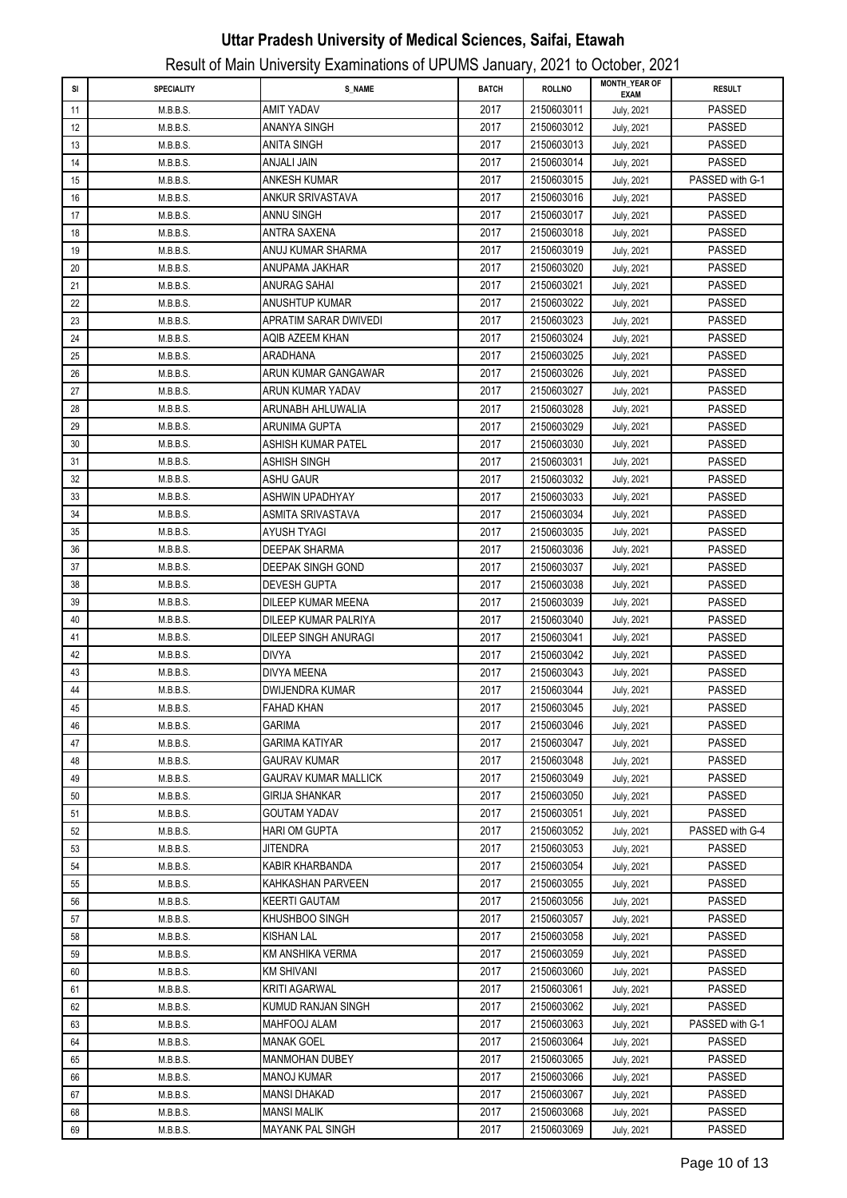# Uttar Pradesh University of Medical Sciences, Saifai, Etawah

## Result of Main University Examinations of UPUMS January, 2021 to October, 2021

| SI | SPECIALITY | S_NAME | BATCH | ROLLNO | MONTH_YEAR OF EXAM | RESULT |
|---|---|---|---|---|---|---|
| 11 | M.B.B.S. | AMIT YADAV | 2017 | 2150603011 | July, 2021 | PASSED |
| 12 | M.B.B.S. | ANANYA SINGH | 2017 | 2150603012 | July, 2021 | PASSED |
| 13 | M.B.B.S. | ANITA SINGH | 2017 | 2150603013 | July, 2021 | PASSED |
| 14 | M.B.B.S. | ANJALI JAIN | 2017 | 2150603014 | July, 2021 | PASSED |
| 15 | M.B.B.S. | ANKESH KUMAR | 2017 | 2150603015 | July, 2021 | PASSED with G-1 |
| 16 | M.B.B.S. | ANKUR SRIVASTAVA | 2017 | 2150603016 | July, 2021 | PASSED |
| 17 | M.B.B.S. | ANNU SINGH | 2017 | 2150603017 | July, 2021 | PASSED |
| 18 | M.B.B.S. | ANTRA SAXENA | 2017 | 2150603018 | July, 2021 | PASSED |
| 19 | M.B.B.S. | ANUJ KUMAR SHARMA | 2017 | 2150603019 | July, 2021 | PASSED |
| 20 | M.B.B.S. | ANUPAMA JAKHAR | 2017 | 2150603020 | July, 2021 | PASSED |
| 21 | M.B.B.S. | ANURAG SAHAI | 2017 | 2150603021 | July, 2021 | PASSED |
| 22 | M.B.B.S. | ANUSHTUP KUMAR | 2017 | 2150603022 | July, 2021 | PASSED |
| 23 | M.B.B.S. | APRATIM SARAR DWIVEDI | 2017 | 2150603023 | July, 2021 | PASSED |
| 24 | M.B.B.S. | AQIB AZEEM KHAN | 2017 | 2150603024 | July, 2021 | PASSED |
| 25 | M.B.B.S. | ARADHANA | 2017 | 2150603025 | July, 2021 | PASSED |
| 26 | M.B.B.S. | ARUN KUMAR GANGAWAR | 2017 | 2150603026 | July, 2021 | PASSED |
| 27 | M.B.B.S. | ARUN KUMAR YADAV | 2017 | 2150603027 | July, 2021 | PASSED |
| 28 | M.B.B.S. | ARUNABH AHLUWALIA | 2017 | 2150603028 | July, 2021 | PASSED |
| 29 | M.B.B.S. | ARUNIMA GUPTA | 2017 | 2150603029 | July, 2021 | PASSED |
| 30 | M.B.B.S. | ASHISH KUMAR PATEL | 2017 | 2150603030 | July, 2021 | PASSED |
| 31 | M.B.B.S. | ASHISH SINGH | 2017 | 2150603031 | July, 2021 | PASSED |
| 32 | M.B.B.S. | ASHU GAUR | 2017 | 2150603032 | July, 2021 | PASSED |
| 33 | M.B.B.S. | ASHWIN UPADHYAY | 2017 | 2150603033 | July, 2021 | PASSED |
| 34 | M.B.B.S. | ASMITA SRIVASTAVA | 2017 | 2150603034 | July, 2021 | PASSED |
| 35 | M.B.B.S. | AYUSH TYAGI | 2017 | 2150603035 | July, 2021 | PASSED |
| 36 | M.B.B.S. | DEEPAK SHARMA | 2017 | 2150603036 | July, 2021 | PASSED |
| 37 | M.B.B.S. | DEEPAK SINGH GOND | 2017 | 2150603037 | July, 2021 | PASSED |
| 38 | M.B.B.S. | DEVESH GUPTA | 2017 | 2150603038 | July, 2021 | PASSED |
| 39 | M.B.B.S. | DILEEP KUMAR MEENA | 2017 | 2150603039 | July, 2021 | PASSED |
| 40 | M.B.B.S. | DILEEP KUMAR PALRIYA | 2017 | 2150603040 | July, 2021 | PASSED |
| 41 | M.B.B.S. | DILEEP SINGH ANURAGI | 2017 | 2150603041 | July, 2021 | PASSED |
| 42 | M.B.B.S. | DIVYA | 2017 | 2150603042 | July, 2021 | PASSED |
| 43 | M.B.B.S. | DIVYA MEENA | 2017 | 2150603043 | July, 2021 | PASSED |
| 44 | M.B.B.S. | DWIJENDRA KUMAR | 2017 | 2150603044 | July, 2021 | PASSED |
| 45 | M.B.B.S. | FAHAD KHAN | 2017 | 2150603045 | July, 2021 | PASSED |
| 46 | M.B.B.S. | GARIMA | 2017 | 2150603046 | July, 2021 | PASSED |
| 47 | M.B.B.S. | GARIMA KATIYAR | 2017 | 2150603047 | July, 2021 | PASSED |
| 48 | M.B.B.S. | GAURAV KUMAR | 2017 | 2150603048 | July, 2021 | PASSED |
| 49 | M.B.B.S. | GAURAV KUMAR MALLICK | 2017 | 2150603049 | July, 2021 | PASSED |
| 50 | M.B.B.S. | GIRIJA SHANKAR | 2017 | 2150603050 | July, 2021 | PASSED |
| 51 | M.B.B.S. | GOUTAM YADAV | 2017 | 2150603051 | July, 2021 | PASSED |
| 52 | M.B.B.S. | HARI OM GUPTA | 2017 | 2150603052 | July, 2021 | PASSED with G-4 |
| 53 | M.B.B.S. | JITENDRA | 2017 | 2150603053 | July, 2021 | PASSED |
| 54 | M.B.B.S. | KABIR KHARBANDA | 2017 | 2150603054 | July, 2021 | PASSED |
| 55 | M.B.B.S. | KAHKASHAN PARVEEN | 2017 | 2150603055 | July, 2021 | PASSED |
| 56 | M.B.B.S. | KEERTI GAUTAM | 2017 | 2150603056 | July, 2021 | PASSED |
| 57 | M.B.B.S. | KHUSHBOO SINGH | 2017 | 2150603057 | July, 2021 | PASSED |
| 58 | M.B.B.S. | KISHAN LAL | 2017 | 2150603058 | July, 2021 | PASSED |
| 59 | M.B.B.S. | KM ANSHIKA VERMA | 2017 | 2150603059 | July, 2021 | PASSED |
| 60 | M.B.B.S. | KM SHIVANI | 2017 | 2150603060 | July, 2021 | PASSED |
| 61 | M.B.B.S. | KRITI AGARWAL | 2017 | 2150603061 | July, 2021 | PASSED |
| 62 | M.B.B.S. | KUMUD RANJAN SINGH | 2017 | 2150603062 | July, 2021 | PASSED |
| 63 | M.B.B.S. | MAHFOOJ ALAM | 2017 | 2150603063 | July, 2021 | PASSED with G-1 |
| 64 | M.B.B.S. | MANAK GOEL | 2017 | 2150603064 | July, 2021 | PASSED |
| 65 | M.B.B.S. | MANMOHAN DUBEY | 2017 | 2150603065 | July, 2021 | PASSED |
| 66 | M.B.B.S. | MANOJ KUMAR | 2017 | 2150603066 | July, 2021 | PASSED |
| 67 | M.B.B.S. | MANSI DHAKAD | 2017 | 2150603067 | July, 2021 | PASSED |
| 68 | M.B.B.S. | MANSI MALIK | 2017 | 2150603068 | July, 2021 | PASSED |
| 69 | M.B.B.S. | MAYANK PAL SINGH | 2017 | 2150603069 | July, 2021 | PASSED |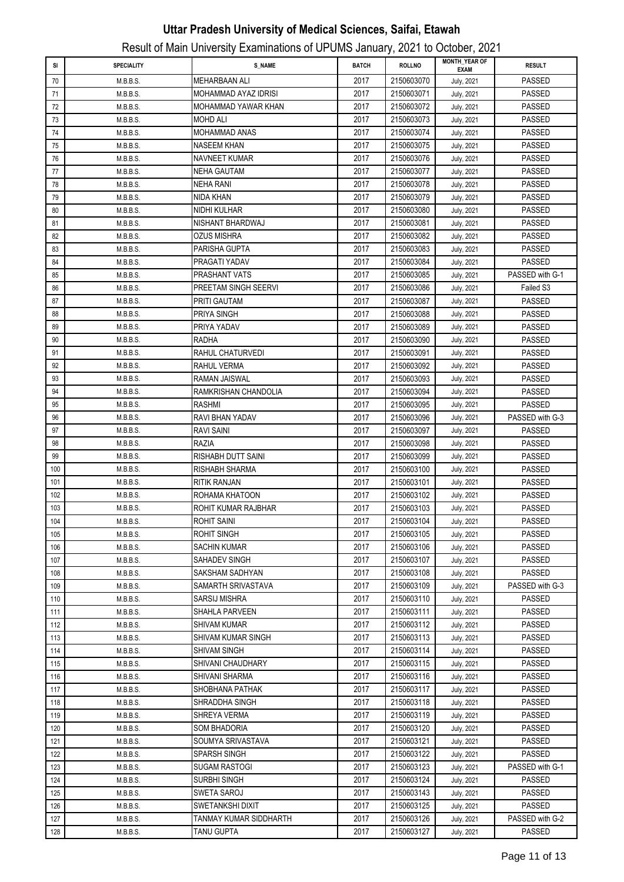# Uttar Pradesh University of Medical Sciences, Saifai, Etawah

## Result of Main University Examinations of UPUMS January, 2021 to October, 2021

| Sl | SPECIALITY | S_NAME | BATCH | ROLLNO | MONTH_YEAR OF EXAM | RESULT |
|---|---|---|---|---|---|---|
| 70 | M.B.B.S. | MEHARBAAN ALI | 2017 | 2150603070 | July, 2021 | PASSED |
| 71 | M.B.B.S. | MOHAMMAD AYAZ IDRISI | 2017 | 2150603071 | July, 2021 | PASSED |
| 72 | M.B.B.S. | MOHAMMAD YAWAR KHAN | 2017 | 2150603072 | July, 2021 | PASSED |
| 73 | M.B.B.S. | MOHD ALI | 2017 | 2150603073 | July, 2021 | PASSED |
| 74 | M.B.B.S. | MOHAMMAD ANAS | 2017 | 2150603074 | July, 2021 | PASSED |
| 75 | M.B.B.S. | NASEEM KHAN | 2017 | 2150603075 | July, 2021 | PASSED |
| 76 | M.B.B.S. | NAVNEET KUMAR | 2017 | 2150603076 | July, 2021 | PASSED |
| 77 | M.B.B.S. | NEHA GAUTAM | 2017 | 2150603077 | July, 2021 | PASSED |
| 78 | M.B.B.S. | NEHA RANI | 2017 | 2150603078 | July, 2021 | PASSED |
| 79 | M.B.B.S. | NIDA KHAN | 2017 | 2150603079 | July, 2021 | PASSED |
| 80 | M.B.B.S. | NIDHI KULHAR | 2017 | 2150603080 | July, 2021 | PASSED |
| 81 | M.B.B.S. | NISHANT BHARDWAJ | 2017 | 2150603081 | July, 2021 | PASSED |
| 82 | M.B.B.S. | OZUS MISHRA | 2017 | 2150603082 | July, 2021 | PASSED |
| 83 | M.B.B.S. | PARISHA GUPTA | 2017 | 2150603083 | July, 2021 | PASSED |
| 84 | M.B.B.S. | PRAGATI YADAV | 2017 | 2150603084 | July, 2021 | PASSED |
| 85 | M.B.B.S. | PRASHANT VATS | 2017 | 2150603085 | July, 2021 | PASSED with G-1 |
| 86 | M.B.B.S. | PREETAM SINGH SEERVI | 2017 | 2150603086 | July, 2021 | Failed S3 |
| 87 | M.B.B.S. | PRITI GAUTAM | 2017 | 2150603087 | July, 2021 | PASSED |
| 88 | M.B.B.S. | PRIYA SINGH | 2017 | 2150603088 | July, 2021 | PASSED |
| 89 | M.B.B.S. | PRIYA YADAV | 2017 | 2150603089 | July, 2021 | PASSED |
| 90 | M.B.B.S. | RADHA | 2017 | 2150603090 | July, 2021 | PASSED |
| 91 | M.B.B.S. | RAHUL CHATURVEDI | 2017 | 2150603091 | July, 2021 | PASSED |
| 92 | M.B.B.S. | RAHUL VERMA | 2017 | 2150603092 | July, 2021 | PASSED |
| 93 | M.B.B.S. | RAMAN JAISWAL | 2017 | 2150603093 | July, 2021 | PASSED |
| 94 | M.B.B.S. | RAMKRISHAN CHANDOLIA | 2017 | 2150603094 | July, 2021 | PASSED |
| 95 | M.B.B.S. | RASHMI | 2017 | 2150603095 | July, 2021 | PASSED |
| 96 | M.B.B.S. | RAVI BHAN YADAV | 2017 | 2150603096 | July, 2021 | PASSED with G-3 |
| 97 | M.B.B.S. | RAVI SAINI | 2017 | 2150603097 | July, 2021 | PASSED |
| 98 | M.B.B.S. | RAZIA | 2017 | 2150603098 | July, 2021 | PASSED |
| 99 | M.B.B.S. | RISHABH DUTT SAINI | 2017 | 2150603099 | July, 2021 | PASSED |
| 100 | M.B.B.S. | RISHABH SHARMA | 2017 | 2150603100 | July, 2021 | PASSED |
| 101 | M.B.B.S. | RITIK RANJAN | 2017 | 2150603101 | July, 2021 | PASSED |
| 102 | M.B.B.S. | ROHAMA KHATOON | 2017 | 2150603102 | July, 2021 | PASSED |
| 103 | M.B.B.S. | ROHIT KUMAR RAJBHAR | 2017 | 2150603103 | July, 2021 | PASSED |
| 104 | M.B.B.S. | ROHIT SAINI | 2017 | 2150603104 | July, 2021 | PASSED |
| 105 | M.B.B.S. | ROHIT SINGH | 2017 | 2150603105 | July, 2021 | PASSED |
| 106 | M.B.B.S. | SACHIN KUMAR | 2017 | 2150603106 | July, 2021 | PASSED |
| 107 | M.B.B.S. | SAHADEV SINGH | 2017 | 2150603107 | July, 2021 | PASSED |
| 108 | M.B.B.S. | SAKSHAM SADHYAN | 2017 | 2150603108 | July, 2021 | PASSED |
| 109 | M.B.B.S. | SAMARTH SRIVASTAVA | 2017 | 2150603109 | July, 2021 | PASSED with G-3 |
| 110 | M.B.B.S. | SARSIJ MISHRA | 2017 | 2150603110 | July, 2021 | PASSED |
| 111 | M.B.B.S. | SHAHLA PARVEEN | 2017 | 2150603111 | July, 2021 | PASSED |
| 112 | M.B.B.S. | SHIVAM KUMAR | 2017 | 2150603112 | July, 2021 | PASSED |
| 113 | M.B.B.S. | SHIVAM KUMAR SINGH | 2017 | 2150603113 | July, 2021 | PASSED |
| 114 | M.B.B.S. | SHIVAM SINGH | 2017 | 2150603114 | July, 2021 | PASSED |
| 115 | M.B.B.S. | SHIVANI CHAUDHARY | 2017 | 2150603115 | July, 2021 | PASSED |
| 116 | M.B.B.S. | SHIVANI SHARMA | 2017 | 2150603116 | July, 2021 | PASSED |
| 117 | M.B.B.S. | SHOBHANA PATHAK | 2017 | 2150603117 | July, 2021 | PASSED |
| 118 | M.B.B.S. | SHRADDHA SINGH | 2017 | 2150603118 | July, 2021 | PASSED |
| 119 | M.B.B.S. | SHREYA VERMA | 2017 | 2150603119 | July, 2021 | PASSED |
| 120 | M.B.B.S. | SOM BHADORIA | 2017 | 2150603120 | July, 2021 | PASSED |
| 121 | M.B.B.S. | SOUMYA SRIVASTAVA | 2017 | 2150603121 | July, 2021 | PASSED |
| 122 | M.B.B.S. | SPARSH SINGH | 2017 | 2150603122 | July, 2021 | PASSED |
| 123 | M.B.B.S. | SUGAM RASTOGI | 2017 | 2150603123 | July, 2021 | PASSED with G-1 |
| 124 | M.B.B.S. | SURBHI SINGH | 2017 | 2150603124 | July, 2021 | PASSED |
| 125 | M.B.B.S. | SWETA SAROJ | 2017 | 2150603143 | July, 2021 | PASSED |
| 126 | M.B.B.S. | SWETANKSHI DIXIT | 2017 | 2150603125 | July, 2021 | PASSED |
| 127 | M.B.B.S. | TANMAY KUMAR SIDDHARTH | 2017 | 2150603126 | July, 2021 | PASSED with G-2 |
| 128 | M.B.B.S. | TANU GUPTA | 2017 | 2150603127 | July, 2021 | PASSED |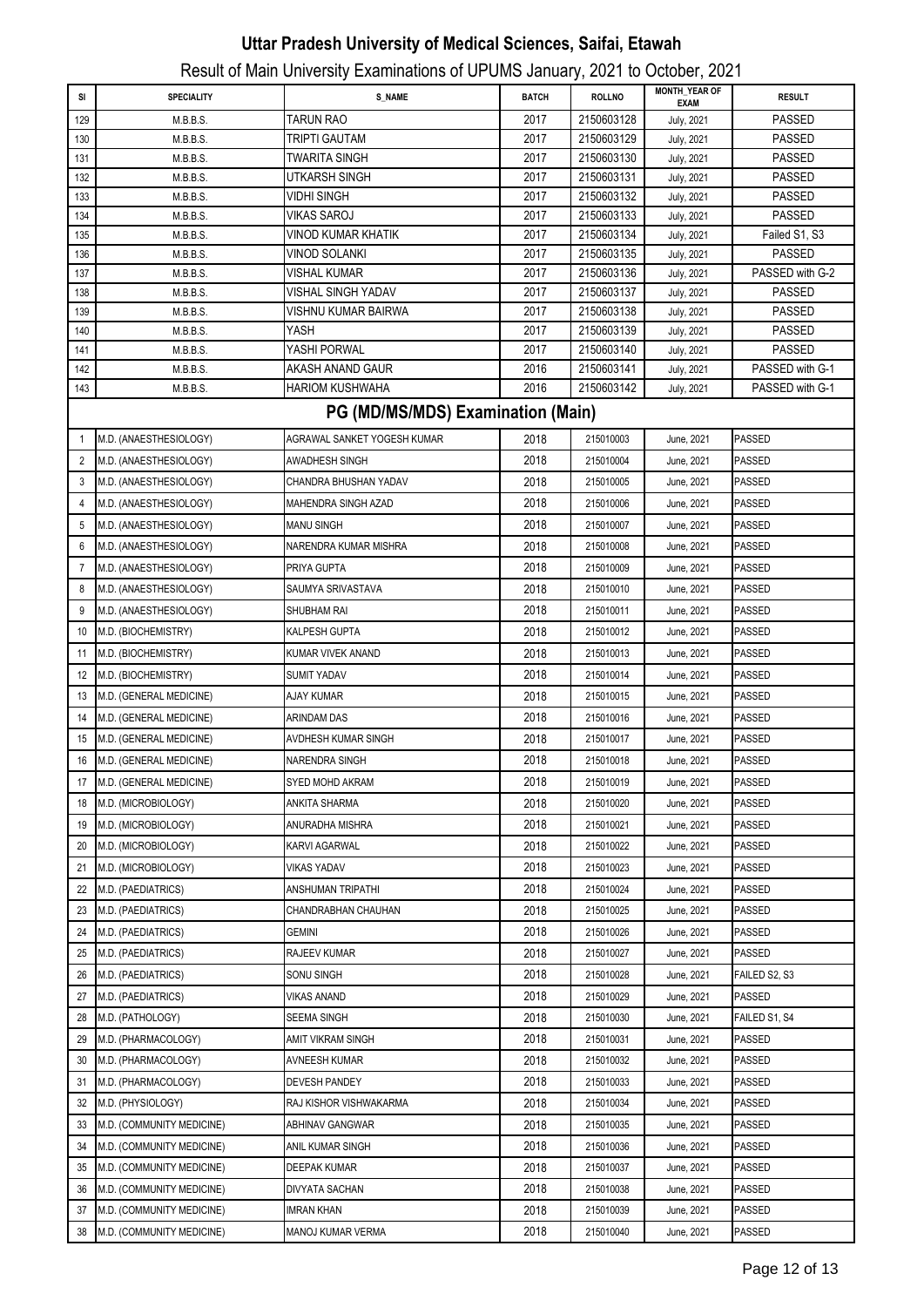# Uttar Pradesh University of Medical Sciences, Saifai, Etawah

## Result of Main University Examinations of UPUMS January, 2021 to October, 2021

| Sl | SPECIALITY | S_NAME | BATCH | ROLLNO | MONTH_YEAR OF EXAM | RESULT |
|---|---|---|---|---|---|---|
| 129 | M.B.B.S. | TARUN RAO | 2017 | 2150603128 | July, 2021 | PASSED |
| 130 | M.B.B.S. | TRIPTI GAUTAM | 2017 | 2150603129 | July, 2021 | PASSED |
| 131 | M.B.B.S. | TWARITA SINGH | 2017 | 2150603130 | July, 2021 | PASSED |
| 132 | M.B.B.S. | UTKARSH SINGH | 2017 | 2150603131 | July, 2021 | PASSED |
| 133 | M.B.B.S. | VIDHI SINGH | 2017 | 2150603132 | July, 2021 | PASSED |
| 134 | M.B.B.S. | VIKAS SAROJ | 2017 | 2150603133 | July, 2021 | PASSED |
| 135 | M.B.B.S. | VINOD KUMAR KHATIK | 2017 | 2150603134 | July, 2021 | Failed S1, S3 |
| 136 | M.B.B.S. | VINOD SOLANKI | 2017 | 2150603135 | July, 2021 | PASSED |
| 137 | M.B.B.S. | VISHAL KUMAR | 2017 | 2150603136 | July, 2021 | PASSED with G-2 |
| 138 | M.B.B.S. | VISHAL SINGH YADAV | 2017 | 2150603137 | July, 2021 | PASSED |
| 139 | M.B.B.S. | VISHNU KUMAR BAIRWA | 2017 | 2150603138 | July, 2021 | PASSED |
| 140 | M.B.B.S. | YASH | 2017 | 2150603139 | July, 2021 | PASSED |
| 141 | M.B.B.S. | YASHI PORWAL | 2017 | 2150603140 | July, 2021 | PASSED |
| 142 | M.B.B.S. | AKASH ANAND GAUR | 2016 | 2150603141 | July, 2021 | PASSED with G-1 |
| 143 | M.B.B.S. | HARIOM KUSHWAHA | 2016 | 2150603142 | July, 2021 | PASSED with G-1 |
| | | **PG (MD/MS/MDS) Examination (Main)** | | | | |
| 1 | M.D. (ANAESTHESIOLOGY) | AGRAWAL SANKET YOGESH KUMAR | 2018 | 215010003 | June, 2021 | PASSED |
| 2 | M.D. (ANAESTHESIOLOGY) | AWADHESH SINGH | 2018 | 215010004 | June, 2021 | PASSED |
| 3 | M.D. (ANAESTHESIOLOGY) | CHANDRA BHUSHAN YADAV | 2018 | 215010005 | June, 2021 | PASSED |
| 4 | M.D. (ANAESTHESIOLOGY) | MAHENDRA SINGH AZAD | 2018 | 215010006 | June, 2021 | PASSED |
| 5 | M.D. (ANAESTHESIOLOGY) | MANU SINGH | 2018 | 215010007 | June, 2021 | PASSED |
| 6 | M.D. (ANAESTHESIOLOGY) | NARENDRA KUMAR MISHRA | 2018 | 215010008 | June, 2021 | PASSED |
| 7 | M.D. (ANAESTHESIOLOGY) | PRIYA GUPTA | 2018 | 215010009 | June, 2021 | PASSED |
| 8 | M.D. (ANAESTHESIOLOGY) | SAUMYA SRIVASTAVA | 2018 | 215010010 | June, 2021 | PASSED |
| 9 | M.D. (ANAESTHESIOLOGY) | SHUBHAM RAI | 2018 | 215010011 | June, 2021 | PASSED |
| 10 | M.D. (BIOCHEMISTRY) | KALPESH GUPTA | 2018 | 215010012 | June, 2021 | PASSED |
| 11 | M.D. (BIOCHEMISTRY) | KUMAR VIVEK ANAND | 2018 | 215010013 | June, 2021 | PASSED |
| 12 | M.D. (BIOCHEMISTRY) | SUMIT YADAV | 2018 | 215010014 | June, 2021 | PASSED |
| 13 | M.D. (GENERAL MEDICINE) | AJAY KUMAR | 2018 | 215010015 | June, 2021 | PASSED |
| 14 | M.D. (GENERAL MEDICINE) | ARINDAM DAS | 2018 | 215010016 | June, 2021 | PASSED |
| 15 | M.D. (GENERAL MEDICINE) | AVDHESH KUMAR SINGH | 2018 | 215010017 | June, 2021 | PASSED |
| 16 | M.D. (GENERAL MEDICINE) | NARENDRA SINGH | 2018 | 215010018 | June, 2021 | PASSED |
| 17 | M.D. (GENERAL MEDICINE) | SYED MOHD AKRAM | 2018 | 215010019 | June, 2021 | PASSED |
| 18 | M.D. (MICROBIOLOGY) | ANKITA SHARMA | 2018 | 215010020 | June, 2021 | PASSED |
| 19 | M.D. (MICROBIOLOGY) | ANURADHA MISHRA | 2018 | 215010021 | June, 2021 | PASSED |
| 20 | M.D. (MICROBIOLOGY) | KARVI AGARWAL | 2018 | 215010022 | June, 2021 | PASSED |
| 21 | M.D. (MICROBIOLOGY) | VIKAS YADAV | 2018 | 215010023 | June, 2021 | PASSED |
| 22 | M.D. (PAEDIATRICS) | ANSHUMAN TRIPATHI | 2018 | 215010024 | June, 2021 | PASSED |
| 23 | M.D. (PAEDIATRICS) | CHANDRABHAN CHAUHAN | 2018 | 215010025 | June, 2021 | PASSED |
| 24 | M.D. (PAEDIATRICS) | GEMINI | 2018 | 215010026 | June, 2021 | PASSED |
| 25 | M.D. (PAEDIATRICS) | RAJEEV KUMAR | 2018 | 215010027 | June, 2021 | PASSED |
| 26 | M.D. (PAEDIATRICS) | SONU SINGH | 2018 | 215010028 | June, 2021 | FAILED S2, S3 |
| 27 | M.D. (PAEDIATRICS) | VIKAS ANAND | 2018 | 215010029 | June, 2021 | PASSED |
| 28 | M.D. (PATHOLOGY) | SEEMA SINGH | 2018 | 215010030 | June, 2021 | FAILED S1, S4 |
| 29 | M.D. (PHARMACOLOGY) | AMIT VIKRAM SINGH | 2018 | 215010031 | June, 2021 | PASSED |
| 30 | M.D. (PHARMACOLOGY) | AVNEESH KUMAR | 2018 | 215010032 | June, 2021 | PASSED |
| 31 | M.D. (PHARMACOLOGY) | DEVESH PANDEY | 2018 | 215010033 | June, 2021 | PASSED |
| 32 | M.D. (PHYSIOLOGY) | RAJ KISHOR VISHWAKARMA | 2018 | 215010034 | June, 2021 | PASSED |
| 33 | M.D. (COMMUNITY MEDICINE) | ABHINAV GANGWAR | 2018 | 215010035 | June, 2021 | PASSED |
| 34 | M.D. (COMMUNITY MEDICINE) | ANIL KUMAR SINGH | 2018 | 215010036 | June, 2021 | PASSED |
| 35 | M.D. (COMMUNITY MEDICINE) | DEEPAK KUMAR | 2018 | 215010037 | June, 2021 | PASSED |
| 36 | M.D. (COMMUNITY MEDICINE) | DIVYATA SACHAN | 2018 | 215010038 | June, 2021 | PASSED |
| 37 | M.D. (COMMUNITY MEDICINE) | IMRAN KHAN | 2018 | 215010039 | June, 2021 | PASSED |
| 38 | M.D. (COMMUNITY MEDICINE) | MANOJ KUMAR VERMA | 2018 | 215010040 | June, 2021 | PASSED |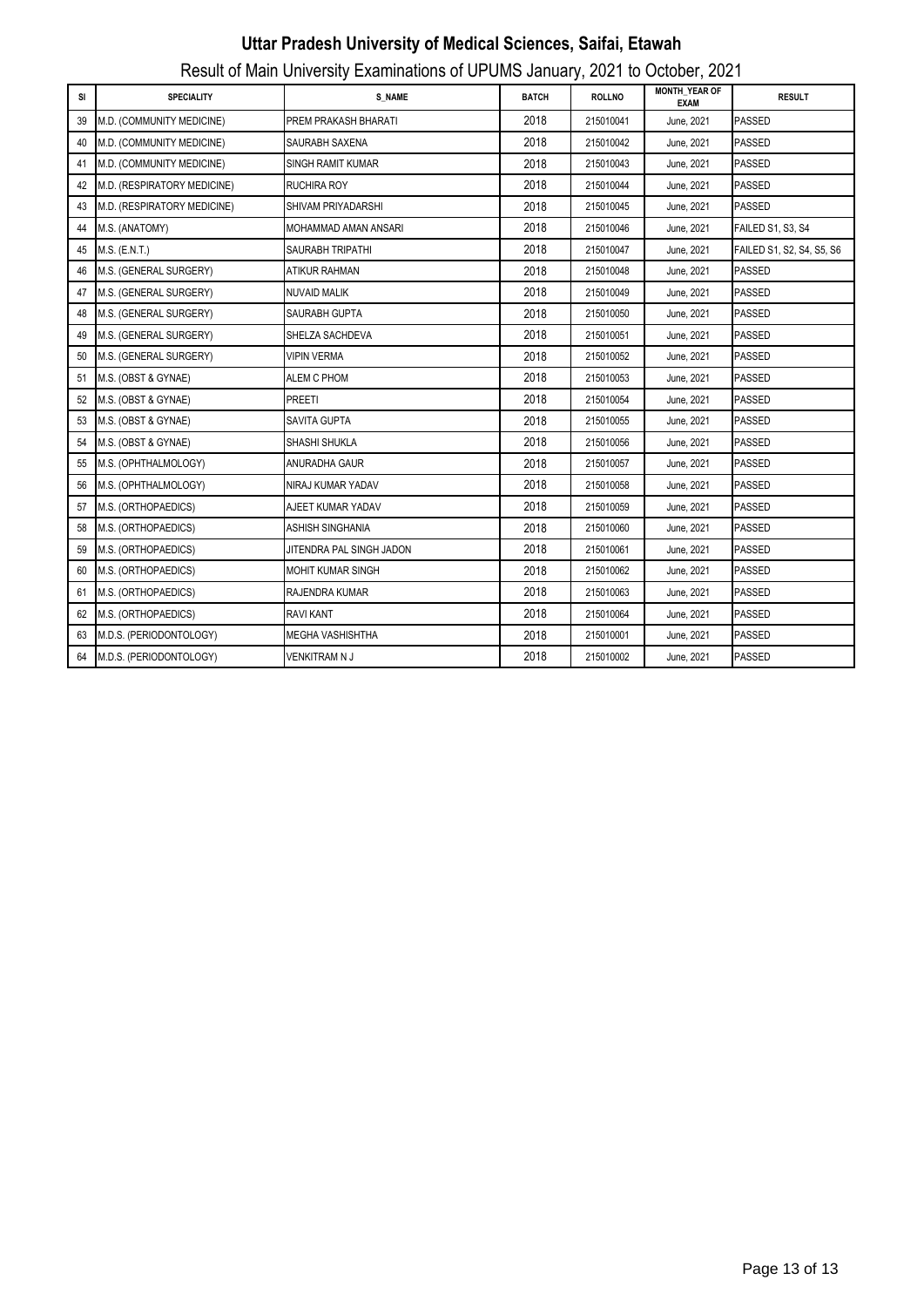# Uttar Pradesh University of Medical Sciences, Saifai, Etawah

## Result of Main University Examinations of UPUMS January, 2021 to October, 2021

| SI | SPECIALITY | S_NAME | BATCH | ROLLNO | MONTH_YEAR OF EXAM | RESULT |
|---|---|---|---|---|---|---|
| 39 | M.D. (COMMUNITY MEDICINE) | PREM PRAKASH BHARATI | 2018 | 215010041 | June, 2021 | PASSED |
| 40 | M.D. (COMMUNITY MEDICINE) | SAURABH SAXENA | 2018 | 215010042 | June, 2021 | PASSED |
| 41 | M.D. (COMMUNITY MEDICINE) | SINGH RAMIT KUMAR | 2018 | 215010043 | June, 2021 | PASSED |
| 42 | M.D. (RESPIRATORY MEDICINE) | RUCHIRA ROY | 2018 | 215010044 | June, 2021 | PASSED |
| 43 | M.D. (RESPIRATORY MEDICINE) | SHIVAM PRIYADARSHI | 2018 | 215010045 | June, 2021 | PASSED |
| 44 | M.S. (ANATOMY) | MOHAMMAD AMAN ANSARI | 2018 | 215010046 | June, 2021 | FAILED S1, S3, S4 |
| 45 | M.S. (E.N.T.) | SAURABH TRIPATHI | 2018 | 215010047 | June, 2021 | FAILED S1, S2, S4, S5, S6 |
| 46 | M.S. (GENERAL SURGERY) | ATIKUR RAHMAN | 2018 | 215010048 | June, 2021 | PASSED |
| 47 | M.S. (GENERAL SURGERY) | NUVAID MALIK | 2018 | 215010049 | June, 2021 | PASSED |
| 48 | M.S. (GENERAL SURGERY) | SAURABH GUPTA | 2018 | 215010050 | June, 2021 | PASSED |
| 49 | M.S. (GENERAL SURGERY) | SHELZA SACHDEVA | 2018 | 215010051 | June, 2021 | PASSED |
| 50 | M.S. (GENERAL SURGERY) | VIPIN VERMA | 2018 | 215010052 | June, 2021 | PASSED |
| 51 | M.S. (OBST & GYNAE) | ALEM C PHOM | 2018 | 215010053 | June, 2021 | PASSED |
| 52 | M.S. (OBST & GYNAE) | PREETI | 2018 | 215010054 | June, 2021 | PASSED |
| 53 | M.S. (OBST & GYNAE) | SAVITA GUPTA | 2018 | 215010055 | June, 2021 | PASSED |
| 54 | M.S. (OBST & GYNAE) | SHASHI SHUKLA | 2018 | 215010056 | June, 2021 | PASSED |
| 55 | M.S. (OPHTHALMOLOGY) | ANURADHA GAUR | 2018 | 215010057 | June, 2021 | PASSED |
| 56 | M.S. (OPHTHALMOLOGY) | NIRAJ KUMAR YADAV | 2018 | 215010058 | June, 2021 | PASSED |
| 57 | M.S. (ORTHOPAEDICS) | AJEET KUMAR YADAV | 2018 | 215010059 | June, 2021 | PASSED |
| 58 | M.S. (ORTHOPAEDICS) | ASHISH SINGHANIA | 2018 | 215010060 | June, 2021 | PASSED |
| 59 | M.S. (ORTHOPAEDICS) | JITENDRA PAL SINGH JADON | 2018 | 215010061 | June, 2021 | PASSED |
| 60 | M.S. (ORTHOPAEDICS) | MOHIT KUMAR SINGH | 2018 | 215010062 | June, 2021 | PASSED |
| 61 | M.S. (ORTHOPAEDICS) | RAJENDRA KUMAR | 2018 | 215010063 | June, 2021 | PASSED |
| 62 | M.S. (ORTHOPAEDICS) | RAVI KANT | 2018 | 215010064 | June, 2021 | PASSED |
| 63 | M.D.S. (PERIODONTOLOGY) | MEGHA VASHISHTHA | 2018 | 215010001 | June, 2021 | PASSED |
| 64 | M.D.S. (PERIODONTOLOGY) | VENKITRAM N J | 2018 | 215010002 | June, 2021 | PASSED |